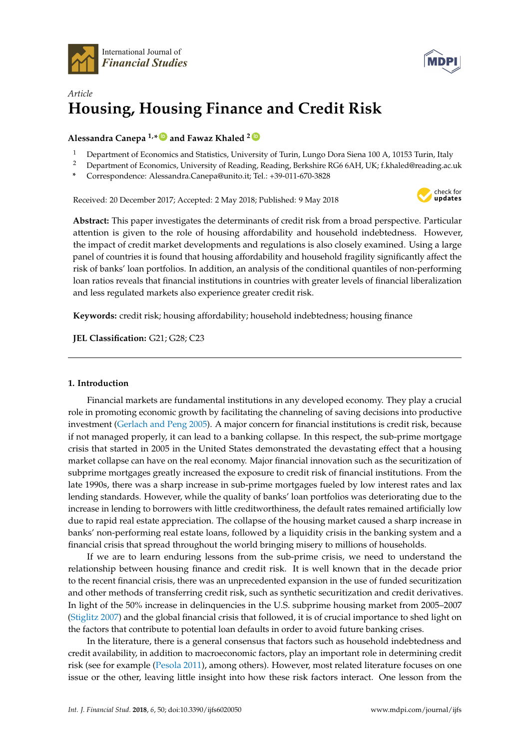Article

# Housing, Housing Finance and Credit Risk

**Alessandra Canepa [1,*] and Fawaz Khaled [2]**

[1] Department of Economics and Statistics, University of Turin, Lungo Dora Siena 100 A, 10153 Turin, Italy
[2] Department of Economics, University of Reading, Reading, Berkshire RG6 6AH, UK; f.khaled@reading.ac.uk
[*] Correspondence: Alessandra.Canepa@unito.it; Tel.: +39-011-670-3828

Received: 20 December 2017; Accepted: 2 May 2018; Published: 9 May 2018

**Abstract:** This paper investigates the determinants of credit risk from a broad perspective. Particular attention is given to the role of housing affordability and household indebtedness. However, the impact of credit market developments and regulations is also closely examined. Using a large panel of countries it is found that housing affordability and household fragility significantly affect the risk of banks' loan portfolios. In addition, an analysis of the conditional quantiles of non-performing loan ratios reveals that financial institutions in countries with greater levels of financial liberalization and less regulated markets also experience greater credit risk.

**Keywords:** credit risk; housing affordability; household indebtedness; housing finance

**JEL Classification:** G21; G28; C23

---

## 1. Introduction

Financial markets are fundamental institutions in any developed economy. They play a crucial role in promoting economic growth by facilitating the channeling of saving decisions into productive investment (Gerlach and Peng 2005). A major concern for financial institutions is credit risk, because if not managed properly, it can lead to a banking collapse. In this respect, the sub-prime mortgage crisis that started in 2005 in the United States demonstrated the devastating effect that a housing market collapse can have on the real economy. Major financial innovation such as the securitization of subprime mortgages greatly increased the exposure to credit risk of financial institutions. From the late 1990s, there was a sharp increase in sub-prime mortgages fueled by low interest rates and lax lending standards. However, while the quality of banks' loan portfolios was deteriorating due to the increase in lending to borrowers with little creditworthiness, the default rates remained artificially low due to rapid real estate appreciation. The collapse of the housing market caused a sharp increase in banks' non-performing real estate loans, followed by a liquidity crisis in the banking system and a financial crisis that spread throughout the world bringing misery to millions of households.

If we are to learn enduring lessons from the sub-prime crisis, we need to understand the relationship between housing finance and credit risk. It is well known that in the decade prior to the recent financial crisis, there was an unprecedented expansion in the use of funded securitization and other methods of transferring credit risk, such as synthetic securitization and credit derivatives. In light of the 50% increase in delinquencies in the U.S. subprime housing market from 2005–2007 (Stiglitz 2007) and the global financial crisis that followed, it is of crucial importance to shed light on the factors that contribute to potential loan defaults in order to avoid future banking crises.

In the literature, there is a general consensus that factors such as household indebtedness and credit availability, in addition to macroeconomic factors, play an important role in determining credit risk (see for example (Pesola 2011), among others). However, most related literature focuses on one issue or the other, leaving little insight into how these risk factors interact. One lesson from the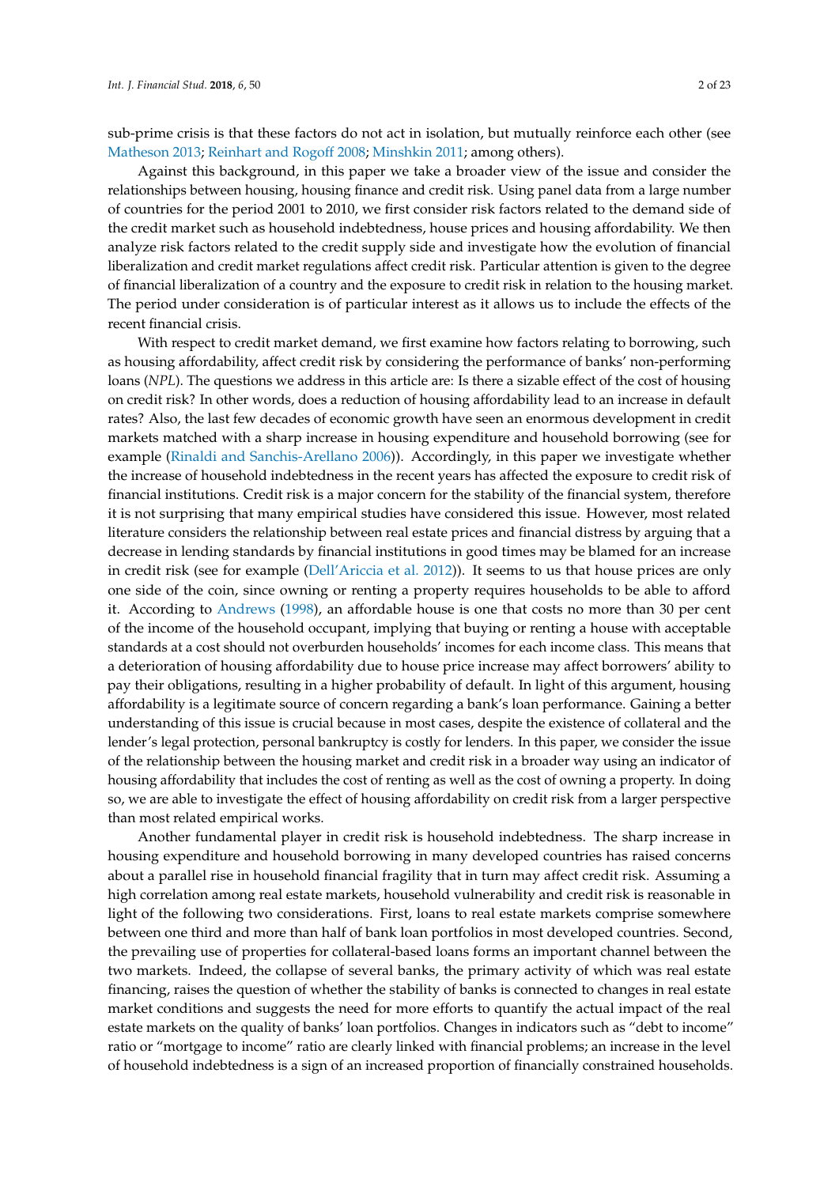sub-prime crisis is that these factors do not act in isolation, but mutually reinforce each other (see Matheson 2013; Reinhart and Rogoff 2008; Minshkin 2011; among others).

Against this background, in this paper we take a broader view of the issue and consider the relationships between housing, housing finance and credit risk. Using panel data from a large number of countries for the period 2001 to 2010, we first consider risk factors related to the demand side of the credit market such as household indebtedness, house prices and housing affordability. We then analyze risk factors related to the credit supply side and investigate how the evolution of financial liberalization and credit market regulations affect credit risk. Particular attention is given to the degree of financial liberalization of a country and the exposure to credit risk in relation to the housing market. The period under consideration is of particular interest as it allows us to include the effects of the recent financial crisis.

With respect to credit market demand, we first examine how factors relating to borrowing, such as housing affordability, affect credit risk by considering the performance of banks' non-performing loans (*NPL*). The questions we address in this article are: Is there a sizable effect of the cost of housing on credit risk? In other words, does a reduction of housing affordability lead to an increase in default rates? Also, the last few decades of economic growth have seen an enormous development in credit markets matched with a sharp increase in housing expenditure and household borrowing (see for example (Rinaldi and Sanchis-Arellano 2006)). Accordingly, in this paper we investigate whether the increase of household indebtedness in the recent years has affected the exposure to credit risk of financial institutions. Credit risk is a major concern for the stability of the financial system, therefore it is not surprising that many empirical studies have considered this issue. However, most related literature considers the relationship between real estate prices and financial distress by arguing that a decrease in lending standards by financial institutions in good times may be blamed for an increase in credit risk (see for example (Dell'Ariccia et al. 2012)). It seems to us that house prices are only one side of the coin, since owning or renting a property requires households to be able to afford it. According to Andrews (1998), an affordable house is one that costs no more than 30 per cent of the income of the household occupant, implying that buying or renting a house with acceptable standards at a cost should not overburden households' incomes for each income class. This means that a deterioration of housing affordability due to house price increase may affect borrowers' ability to pay their obligations, resulting in a higher probability of default. In light of this argument, housing affordability is a legitimate source of concern regarding a bank's loan performance. Gaining a better understanding of this issue is crucial because in most cases, despite the existence of collateral and the lender's legal protection, personal bankruptcy is costly for lenders. In this paper, we consider the issue of the relationship between the housing market and credit risk in a broader way using an indicator of housing affordability that includes the cost of renting as well as the cost of owning a property. In doing so, we are able to investigate the effect of housing affordability on credit risk from a larger perspective than most related empirical works.

Another fundamental player in credit risk is household indebtedness. The sharp increase in housing expenditure and household borrowing in many developed countries has raised concerns about a parallel rise in household financial fragility that in turn may affect credit risk. Assuming a high correlation among real estate markets, household vulnerability and credit risk is reasonable in light of the following two considerations. First, loans to real estate markets comprise somewhere between one third and more than half of bank loan portfolios in most developed countries. Second, the prevailing use of properties for collateral-based loans forms an important channel between the two markets. Indeed, the collapse of several banks, the primary activity of which was real estate financing, raises the question of whether the stability of banks is connected to changes in real estate market conditions and suggests the need for more efforts to quantify the actual impact of the real estate markets on the quality of banks' loan portfolios. Changes in indicators such as "debt to income" ratio or "mortgage to income" ratio are clearly linked with financial problems; an increase in the level of household indebtedness is a sign of an increased proportion of financially constrained households.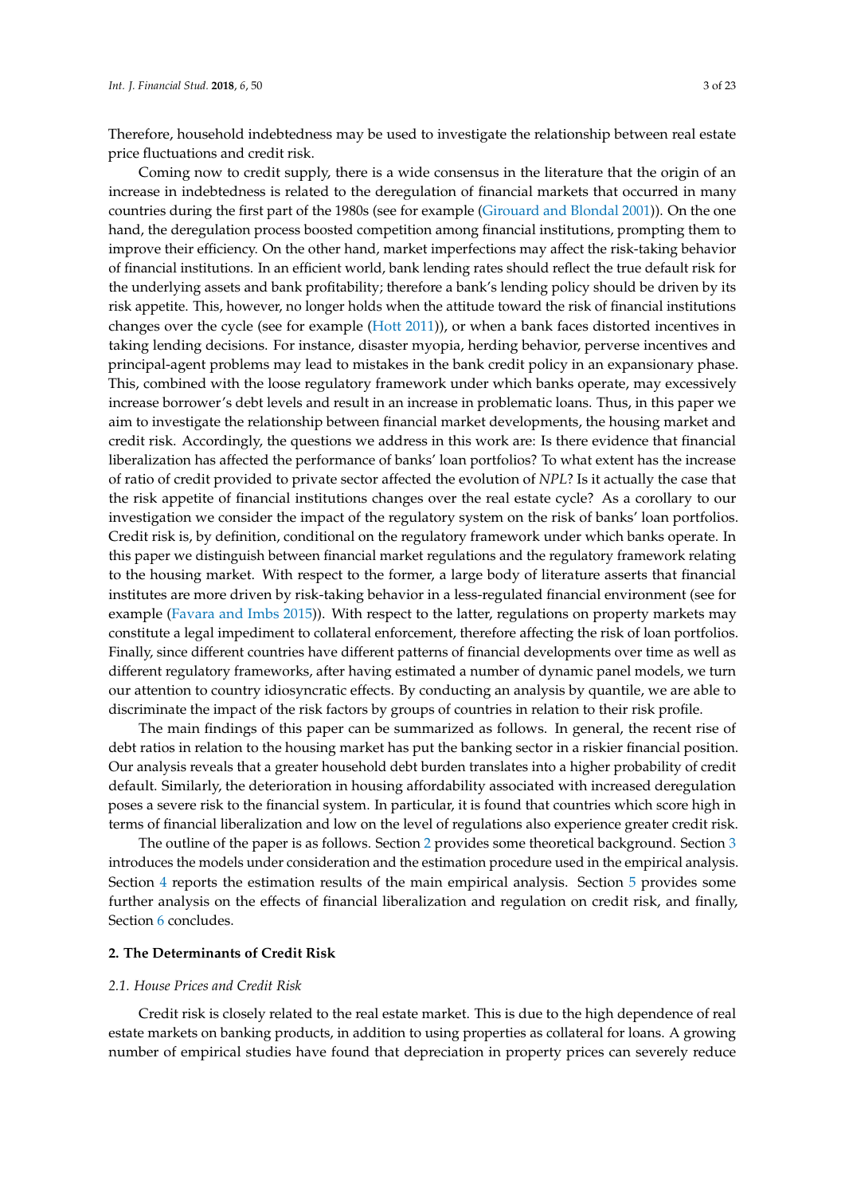Therefore, household indebtedness may be used to investigate the relationship between real estate price fluctuations and credit risk.

Coming now to credit supply, there is a wide consensus in the literature that the origin of an increase in indebtedness is related to the deregulation of financial markets that occurred in many countries during the first part of the 1980s (see for example (Girouard and Blondal 2001)). On the one hand, the deregulation process boosted competition among financial institutions, prompting them to improve their efficiency. On the other hand, market imperfections may affect the risk-taking behavior of financial institutions. In an efficient world, bank lending rates should reflect the true default risk for the underlying assets and bank profitability; therefore a bank's lending policy should be driven by its risk appetite. This, however, no longer holds when the attitude toward the risk of financial institutions changes over the cycle (see for example (Hott 2011)), or when a bank faces distorted incentives in taking lending decisions. For instance, disaster myopia, herding behavior, perverse incentives and principal-agent problems may lead to mistakes in the bank credit policy in an expansionary phase. This, combined with the loose regulatory framework under which banks operate, may excessively increase borrower's debt levels and result in an increase in problematic loans. Thus, in this paper we aim to investigate the relationship between financial market developments, the housing market and credit risk. Accordingly, the questions we address in this work are: Is there evidence that financial liberalization has affected the performance of banks' loan portfolios? To what extent has the increase of ratio of credit provided to private sector affected the evolution of *NPL*? Is it actually the case that the risk appetite of financial institutions changes over the real estate cycle? As a corollary to our investigation we consider the impact of the regulatory system on the risk of banks' loan portfolios. Credit risk is, by definition, conditional on the regulatory framework under which banks operate. In this paper we distinguish between financial market regulations and the regulatory framework relating to the housing market. With respect to the former, a large body of literature asserts that financial institutes are more driven by risk-taking behavior in a less-regulated financial environment (see for example (Favara and Imbs 2015)). With respect to the latter, regulations on property markets may constitute a legal impediment to collateral enforcement, therefore affecting the risk of loan portfolios. Finally, since different countries have different patterns of financial developments over time as well as different regulatory frameworks, after having estimated a number of dynamic panel models, we turn our attention to country idiosyncratic effects. By conducting an analysis by quantile, we are able to discriminate the impact of the risk factors by groups of countries in relation to their risk profile.

The main findings of this paper can be summarized as follows. In general, the recent rise of debt ratios in relation to the housing market has put the banking sector in a riskier financial position. Our analysis reveals that a greater household debt burden translates into a higher probability of credit default. Similarly, the deterioration in housing affordability associated with increased deregulation poses a severe risk to the financial system. In particular, it is found that countries which score high in terms of financial liberalization and low on the level of regulations also experience greater credit risk.

The outline of the paper is as follows. Section 2 provides some theoretical background. Section 3 introduces the models under consideration and the estimation procedure used in the empirical analysis. Section 4 reports the estimation results of the main empirical analysis. Section 5 provides some further analysis on the effects of financial liberalization and regulation on credit risk, and finally, Section 6 concludes.

## 2. The Determinants of Credit Risk

### 2.1. House Prices and Credit Risk

Credit risk is closely related to the real estate market. This is due to the high dependence of real estate markets on banking products, in addition to using properties as collateral for loans. A growing number of empirical studies have found that depreciation in property prices can severely reduce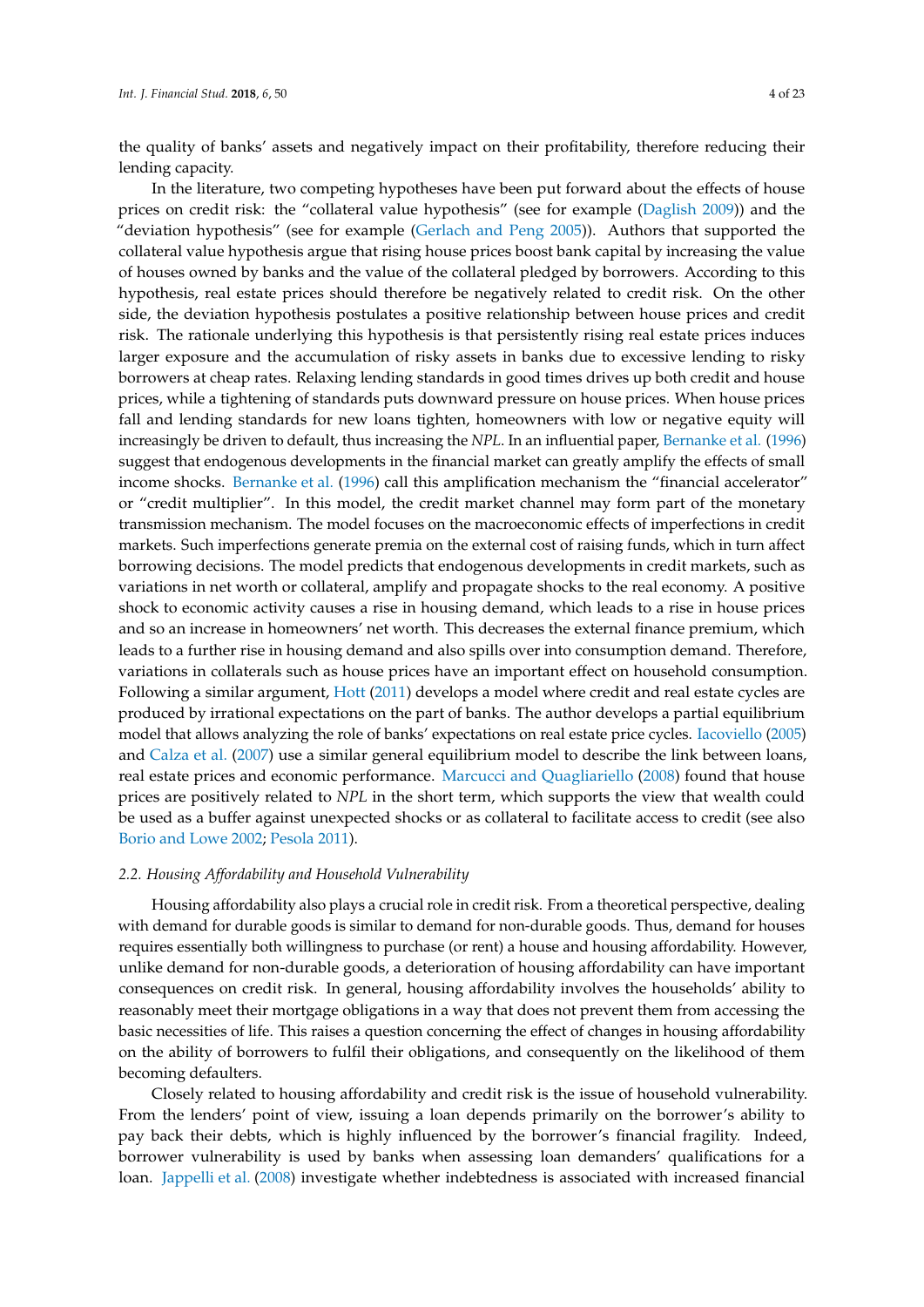the quality of banks' assets and negatively impact on their profitability, therefore reducing their lending capacity.

In the literature, two competing hypotheses have been put forward about the effects of house prices on credit risk: the "collateral value hypothesis" (see for example (Daglish 2009)) and the "deviation hypothesis" (see for example (Gerlach and Peng 2005)). Authors that supported the collateral value hypothesis argue that rising house prices boost bank capital by increasing the value of houses owned by banks and the value of the collateral pledged by borrowers. According to this hypothesis, real estate prices should therefore be negatively related to credit risk. On the other side, the deviation hypothesis postulates a positive relationship between house prices and credit risk. The rationale underlying this hypothesis is that persistently rising real estate prices induces larger exposure and the accumulation of risky assets in banks due to excessive lending to risky borrowers at cheap rates. Relaxing lending standards in good times drives up both credit and house prices, while a tightening of standards puts downward pressure on house prices. When house prices fall and lending standards for new loans tighten, homeowners with low or negative equity will increasingly be driven to default, thus increasing the *NPL*. In an influential paper, Bernanke et al. (1996) suggest that endogenous developments in the financial market can greatly amplify the effects of small income shocks. Bernanke et al. (1996) call this amplification mechanism the "financial accelerator" or "credit multiplier". In this model, the credit market channel may form part of the monetary transmission mechanism. The model focuses on the macroeconomic effects of imperfections in credit markets. Such imperfections generate premia on the external cost of raising funds, which in turn affect borrowing decisions. The model predicts that endogenous developments in credit markets, such as variations in net worth or collateral, amplify and propagate shocks to the real economy. A positive shock to economic activity causes a rise in housing demand, which leads to a rise in house prices and so an increase in homeowners' net worth. This decreases the external finance premium, which leads to a further rise in housing demand and also spills over into consumption demand. Therefore, variations in collaterals such as house prices have an important effect on household consumption. Following a similar argument, Hott (2011) develops a model where credit and real estate cycles are produced by irrational expectations on the part of banks. The author develops a partial equilibrium model that allows analyzing the role of banks' expectations on real estate price cycles. Iacoviello (2005) and Calza et al. (2007) use a similar general equilibrium model to describe the link between loans, real estate prices and economic performance. Marcucci and Quagliariello (2008) found that house prices are positively related to *NPL* in the short term, which supports the view that wealth could be used as a buffer against unexpected shocks or as collateral to facilitate access to credit (see also Borio and Lowe 2002; Pesola 2011).

### *2.2. Housing Affordability and Household Vulnerability*

Housing affordability also plays a crucial role in credit risk. From a theoretical perspective, dealing with demand for durable goods is similar to demand for non-durable goods. Thus, demand for houses requires essentially both willingness to purchase (or rent) a house and housing affordability. However, unlike demand for non-durable goods, a deterioration of housing affordability can have important consequences on credit risk. In general, housing affordability involves the households' ability to reasonably meet their mortgage obligations in a way that does not prevent them from accessing the basic necessities of life. This raises a question concerning the effect of changes in housing affordability on the ability of borrowers to fulfil their obligations, and consequently on the likelihood of them becoming defaulters.

Closely related to housing affordability and credit risk is the issue of household vulnerability. From the lenders' point of view, issuing a loan depends primarily on the borrower's ability to pay back their debts, which is highly influenced by the borrower's financial fragility. Indeed, borrower vulnerability is used by banks when assessing loan demanders' qualifications for a loan. Jappelli et al. (2008) investigate whether indebtedness is associated with increased financial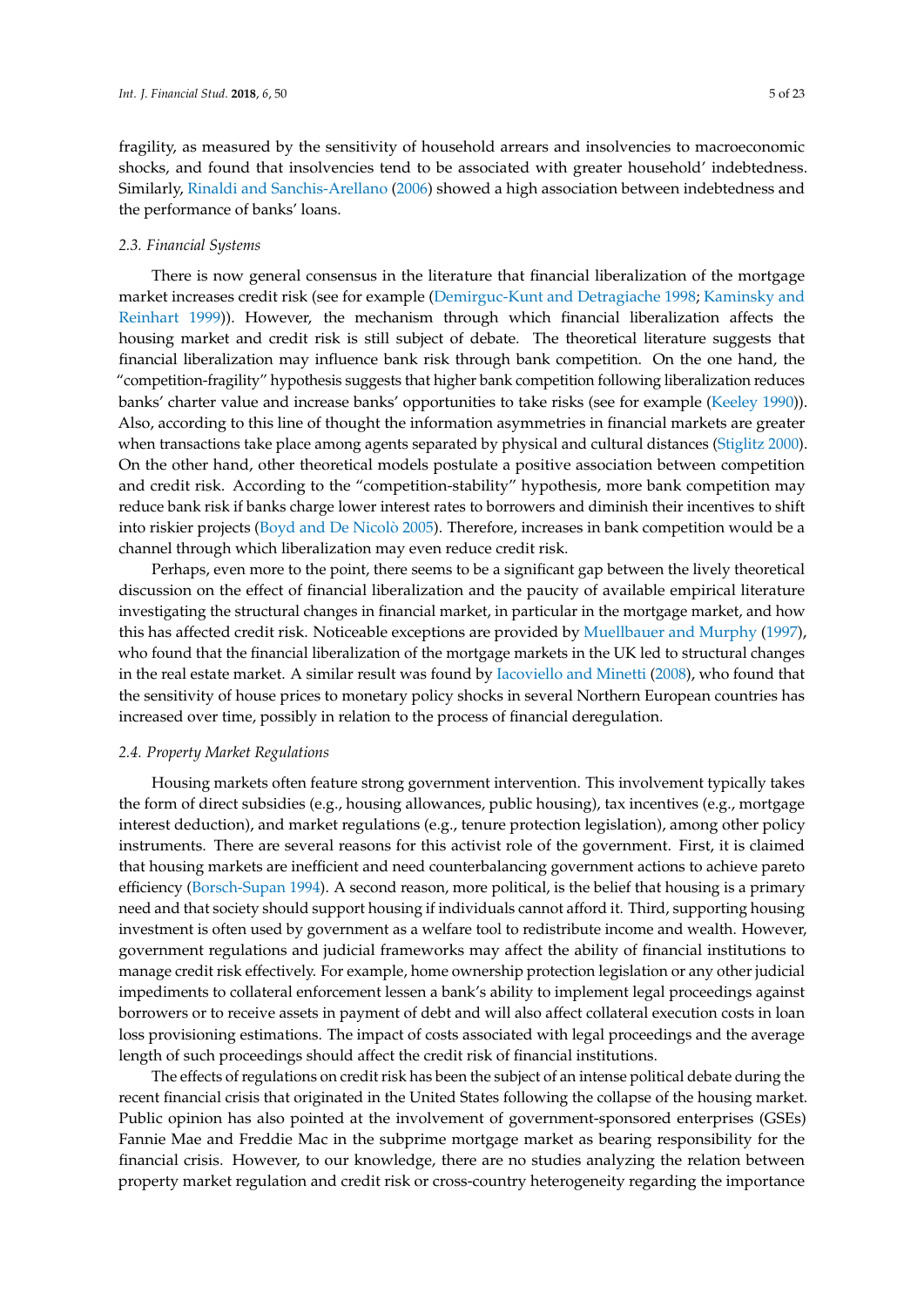fragility, as measured by the sensitivity of household arrears and insolvencies to macroeconomic shocks, and found that insolvencies tend to be associated with greater household' indebtedness. Similarly, Rinaldi and Sanchis-Arellano (2006) showed a high association between indebtedness and the performance of banks' loans.

### 2.3. Financial Systems

There is now general consensus in the literature that financial liberalization of the mortgage market increases credit risk (see for example (Demirguc-Kunt and Detragiache 1998; Kaminsky and Reinhart 1999)). However, the mechanism through which financial liberalization affects the housing market and credit risk is still subject of debate. The theoretical literature suggests that financial liberalization may influence bank risk through bank competition. On the one hand, the "competition-fragility" hypothesis suggests that higher bank competition following liberalization reduces banks' charter value and increase banks' opportunities to take risks (see for example (Keeley 1990)). Also, according to this line of thought the information asymmetries in financial markets are greater when transactions take place among agents separated by physical and cultural distances (Stiglitz 2000). On the other hand, other theoretical models postulate a positive association between competition and credit risk. According to the "competition-stability" hypothesis, more bank competition may reduce bank risk if banks charge lower interest rates to borrowers and diminish their incentives to shift into riskier projects (Boyd and De Nicolò 2005). Therefore, increases in bank competition would be a channel through which liberalization may even reduce credit risk.

Perhaps, even more to the point, there seems to be a significant gap between the lively theoretical discussion on the effect of financial liberalization and the paucity of available empirical literature investigating the structural changes in financial market, in particular in the mortgage market, and how this has affected credit risk. Noticeable exceptions are provided by Muellbauer and Murphy (1997), who found that the financial liberalization of the mortgage markets in the UK led to structural changes in the real estate market. A similar result was found by Iacoviello and Minetti (2008), who found that the sensitivity of house prices to monetary policy shocks in several Northern European countries has increased over time, possibly in relation to the process of financial deregulation.

### 2.4. Property Market Regulations

Housing markets often feature strong government intervention. This involvement typically takes the form of direct subsidies (e.g., housing allowances, public housing), tax incentives (e.g., mortgage interest deduction), and market regulations (e.g., tenure protection legislation), among other policy instruments. There are several reasons for this activist role of the government. First, it is claimed that housing markets are inefficient and need counterbalancing government actions to achieve pareto efficiency (Borsch-Supan 1994). A second reason, more political, is the belief that housing is a primary need and that society should support housing if individuals cannot afford it. Third, supporting housing investment is often used by government as a welfare tool to redistribute income and wealth. However, government regulations and judicial frameworks may affect the ability of financial institutions to manage credit risk effectively. For example, home ownership protection legislation or any other judicial impediments to collateral enforcement lessen a bank's ability to implement legal proceedings against borrowers or to receive assets in payment of debt and will also affect collateral execution costs in loan loss provisioning estimations. The impact of costs associated with legal proceedings and the average length of such proceedings should affect the credit risk of financial institutions.

The effects of regulations on credit risk has been the subject of an intense political debate during the recent financial crisis that originated in the United States following the collapse of the housing market. Public opinion has also pointed at the involvement of government-sponsored enterprises (GSEs) Fannie Mae and Freddie Mac in the subprime mortgage market as bearing responsibility for the financial crisis. However, to our knowledge, there are no studies analyzing the relation between property market regulation and credit risk or cross-country heterogeneity regarding the importance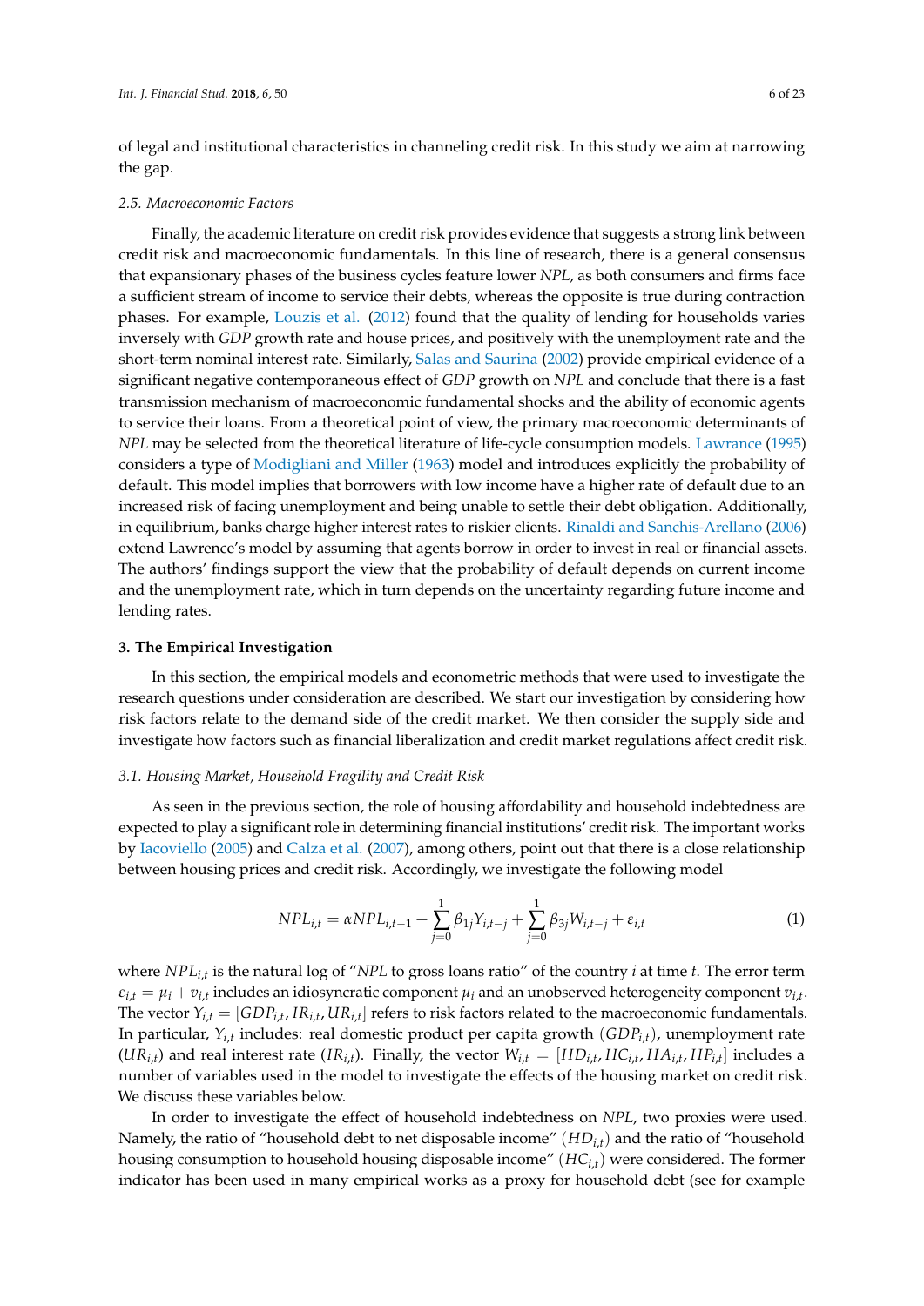of legal and institutional characteristics in channeling credit risk. In this study we aim at narrowing the gap.

### *2.5. Macroeconomic Factors*

Finally, the academic literature on credit risk provides evidence that suggests a strong link between credit risk and macroeconomic fundamentals. In this line of research, there is a general consensus that expansionary phases of the business cycles feature lower *NPL*, as both consumers and firms face a sufficient stream of income to service their debts, whereas the opposite is true during contraction phases. For example, Louzis et al. (2012) found that the quality of lending for households varies inversely with *GDP* growth rate and house prices, and positively with the unemployment rate and the short-term nominal interest rate. Similarly, Salas and Saurina (2002) provide empirical evidence of a significant negative contemporaneous effect of *GDP* growth on *NPL* and conclude that there is a fast transmission mechanism of macroeconomic fundamental shocks and the ability of economic agents to service their loans. From a theoretical point of view, the primary macroeconomic determinants of *NPL* may be selected from the theoretical literature of life-cycle consumption models. Lawrance (1995) considers a type of Modigliani and Miller (1963) model and introduces explicitly the probability of default. This model implies that borrowers with low income have a higher rate of default due to an increased risk of facing unemployment and being unable to settle their debt obligation. Additionally, in equilibrium, banks charge higher interest rates to riskier clients. Rinaldi and Sanchis-Arellano (2006) extend Lawrence's model by assuming that agents borrow in order to invest in real or financial assets. The authors' findings support the view that the probability of default depends on current income and the unemployment rate, which in turn depends on the uncertainty regarding future income and lending rates.

## **3. The Empirical Investigation**

In this section, the empirical models and econometric methods that were used to investigate the research questions under consideration are described. We start our investigation by considering how risk factors relate to the demand side of the credit market. We then consider the supply side and investigate how factors such as financial liberalization and credit market regulations affect credit risk.

### *3.1. Housing Market, Household Fragility and Credit Risk*

As seen in the previous section, the role of housing affordability and household indebtedness are expected to play a significant role in determining financial institutions' credit risk. The important works by Iacoviello (2005) and Calza et al. (2007), among others, point out that there is a close relationship between housing prices and credit risk. Accordingly, we investigate the following model

$$NPL_{i,t} = \alpha NPL_{i,t-1} + \sum_{j=0}^{1} \beta_{1j} Y_{i,t-j} + \sum_{j=0}^{1} \beta_{3j} W_{i,t-j} + \varepsilon_{i,t} \tag{1}$$

where $NPL_{i,t}$ is the natural log of "*NPL* to gross loans ratio" of the country $i$ at time $t$. The error term $\varepsilon_{i,t} = \mu_i + v_{i,t}$ includes an idiosyncratic component $\mu_i$ and an unobserved heterogeneity component $v_{i,t}$. The vector $Y_{i,t} = [GDP_{i,t}, IR_{i,t}, UR_{i,t}]$ refers to risk factors related to the macroeconomic fundamentals. In particular, $Y_{i,t}$ includes: real domestic product per capita growth $(GDP_{i,t})$, unemployment rate $(UR_{i,t})$ and real interest rate $(IR_{i,t})$. Finally, the vector $W_{i,t} = [HD_{i,t}, HC_{i,t}, HA_{i,t}, HP_{i,t}]$ includes a number of variables used in the model to investigate the effects of the housing market on credit risk. We discuss these variables below.

In order to investigate the effect of household indebtedness on *NPL*, two proxies were used. Namely, the ratio of "household debt to net disposable income" $(HD_{i,t})$ and the ratio of "household housing consumption to household housing disposable income" $(HC_{i,t})$ were considered. The former indicator has been used in many empirical works as a proxy for household debt (see for example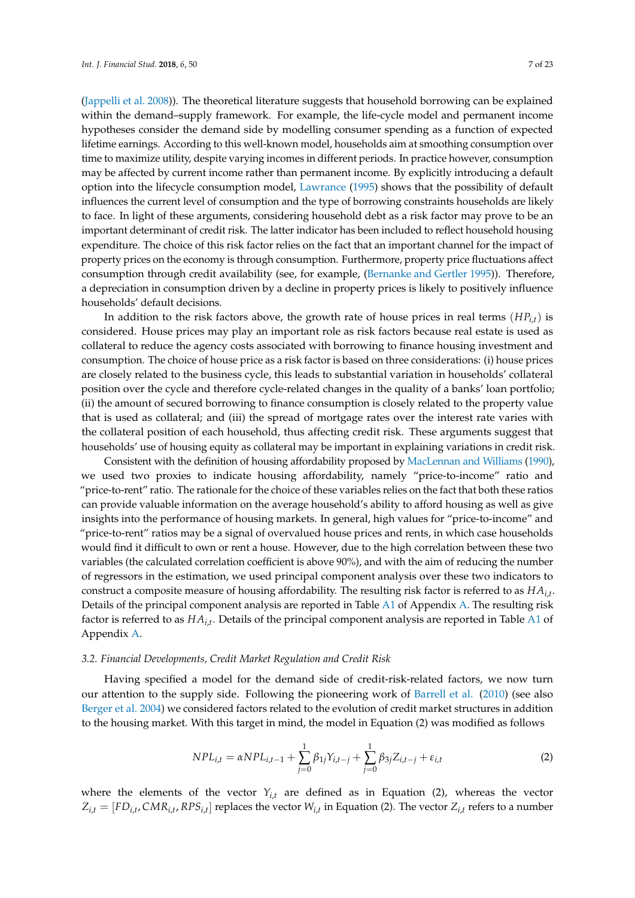(Jappelli et al. 2008)). The theoretical literature suggests that household borrowing can be explained within the demand–supply framework. For example, the life-cycle model and permanent income hypotheses consider the demand side by modelling consumer spending as a function of expected lifetime earnings. According to this well-known model, households aim at smoothing consumption over time to maximize utility, despite varying incomes in different periods. In practice however, consumption may be affected by current income rather than permanent income. By explicitly introducing a default option into the lifecycle consumption model, Lawrance (1995) shows that the possibility of default influences the current level of consumption and the type of borrowing constraints households are likely to face. In light of these arguments, considering household debt as a risk factor may prove to be an important determinant of credit risk. The latter indicator has been included to reflect household housing expenditure. The choice of this risk factor relies on the fact that an important channel for the impact of property prices on the economy is through consumption. Furthermore, property price fluctuations affect consumption through credit availability (see, for example, (Bernanke and Gertler 1995)). Therefore, a depreciation in consumption driven by a decline in property prices is likely to positively influence households' default decisions.

In addition to the risk factors above, the growth rate of house prices in real terms $(HP_{i,t})$ is considered. House prices may play an important role as risk factors because real estate is used as collateral to reduce the agency costs associated with borrowing to finance housing investment and consumption. The choice of house price as a risk factor is based on three considerations: (i) house prices are closely related to the business cycle, this leads to substantial variation in households' collateral position over the cycle and therefore cycle-related changes in the quality of a banks' loan portfolio; (ii) the amount of secured borrowing to finance consumption is closely related to the property value that is used as collateral; and (iii) the spread of mortgage rates over the interest rate varies with the collateral position of each household, thus affecting credit risk. These arguments suggest that households' use of housing equity as collateral may be important in explaining variations in credit risk.

Consistent with the definition of housing affordability proposed by MacLennan and Williams (1990), we used two proxies to indicate housing affordability, namely "price-to-income" ratio and "price-to-rent" ratio. The rationale for the choice of these variables relies on the fact that both these ratios can provide valuable information on the average household's ability to afford housing as well as give insights into the performance of housing markets. In general, high values for "price-to-income" and "price-to-rent" ratios may be a signal of overvalued house prices and rents, in which case households would find it difficult to own or rent a house. However, due to the high correlation between these two variables (the calculated correlation coefficient is above 90%), and with the aim of reducing the number of regressors in the estimation, we used principal component analysis over these two indicators to construct a composite measure of housing affordability. The resulting risk factor is referred to as $HA_{i,t}$. Details of the principal component analysis are reported in Table A1 of Appendix A. The resulting risk factor is referred to as $HA_{i,t}$. Details of the principal component analysis are reported in Table A1 of Appendix A.

### 3.2. Financial Developments, Credit Market Regulation and Credit Risk

Having specified a model for the demand side of credit-risk-related factors, we now turn our attention to the supply side. Following the pioneering work of Barrell et al. (2010) (see also Berger et al. 2004) we considered factors related to the evolution of credit market structures in addition to the housing market. With this target in mind, the model in Equation (2) was modified as follows

$$NPL_{i,t} = \alpha NPL_{i,t-1} + \sum_{j=0}^{1} \beta_{1j} Y_{i,t-j} + \sum_{j=0}^{1} \beta_{3j} Z_{i,t-j} + \varepsilon_{i,t} \tag{2}$$

where the elements of the vector $Y_{i,t}$ are defined as in Equation (2), whereas the vector $Z_{i,t} = [FD_{i,t}, CMR_{i,t}, RPS_{i,t}]$ replaces the vector $W_{i,t}$ in Equation (2). The vector $Z_{i,t}$ refers to a number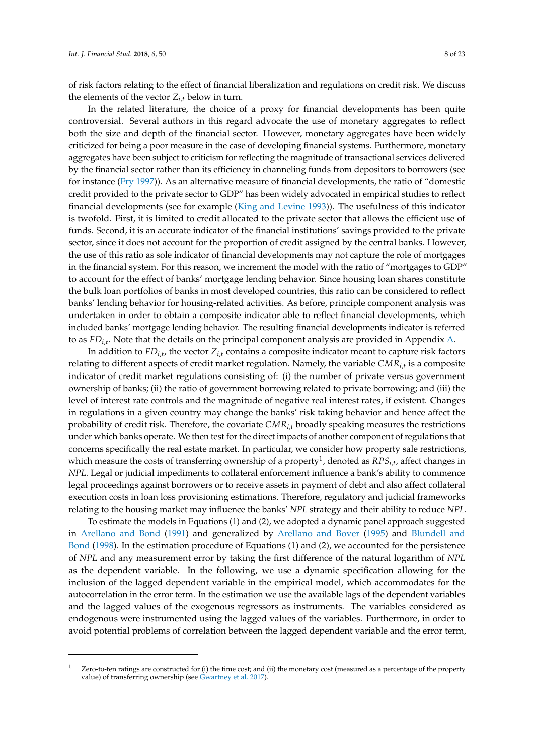of risk factors relating to the effect of financial liberalization and regulations on credit risk. We discuss the elements of the vector $Z_{i,t}$ below in turn.

In the related literature, the choice of a proxy for financial developments has been quite controversial. Several authors in this regard advocate the use of monetary aggregates to reflect both the size and depth of the financial sector. However, monetary aggregates have been widely criticized for being a poor measure in the case of developing financial systems. Furthermore, monetary aggregates have been subject to criticism for reflecting the magnitude of transactional services delivered by the financial sector rather than its efficiency in channeling funds from depositors to borrowers (see for instance (Fry 1997)). As an alternative measure of financial developments, the ratio of "domestic credit provided to the private sector to GDP" has been widely advocated in empirical studies to reflect financial developments (see for example (King and Levine 1993)). The usefulness of this indicator is twofold. First, it is limited to credit allocated to the private sector that allows the efficient use of funds. Second, it is an accurate indicator of the financial institutions' savings provided to the private sector, since it does not account for the proportion of credit assigned by the central banks. However, the use of this ratio as sole indicator of financial developments may not capture the role of mortgages in the financial system. For this reason, we increment the model with the ratio of "mortgages to GDP" to account for the effect of banks' mortgage lending behavior. Since housing loan shares constitute the bulk loan portfolios of banks in most developed countries, this ratio can be considered to reflect banks' lending behavior for housing-related activities. As before, principle component analysis was undertaken in order to obtain a composite indicator able to reflect financial developments, which included banks' mortgage lending behavior. The resulting financial developments indicator is referred to as $FD_{i,t}$. Note that the details on the principal component analysis are provided in Appendix A.

In addition to $FD_{i,t}$, the vector $Z_{i,t}$ contains a composite indicator meant to capture risk factors relating to different aspects of credit market regulation. Namely, the variable $CMR_{i,t}$ is a composite indicator of credit market regulations consisting of: (i) the number of private versus government ownership of banks; (ii) the ratio of government borrowing related to private borrowing; and (iii) the level of interest rate controls and the magnitude of negative real interest rates, if existent. Changes in regulations in a given country may change the banks' risk taking behavior and hence affect the probability of credit risk. Therefore, the covariate $CMR_{i,t}$ broadly speaking measures the restrictions under which banks operate. We then test for the direct impacts of another component of regulations that concerns specifically the real estate market. In particular, we consider how property sale restrictions, which measure the costs of transferring ownership of a property[1], denoted as $RPS_{i,t}$, affect changes in *NPL*. Legal or judicial impediments to collateral enforcement influence a bank's ability to commence legal proceedings against borrowers or to receive assets in payment of debt and also affect collateral execution costs in loan loss provisioning estimations. Therefore, regulatory and judicial frameworks relating to the housing market may influence the banks' *NPL* strategy and their ability to reduce *NPL*.

To estimate the models in Equations (1) and (2), we adopted a dynamic panel approach suggested in Arellano and Bond (1991) and generalized by Arellano and Bover (1995) and Blundell and Bond (1998). In the estimation procedure of Equations (1) and (2), we accounted for the persistence of *NPL* and any measurement error by taking the first difference of the natural logarithm of *NPL* as the dependent variable. In the following, we use a dynamic specification allowing for the inclusion of the lagged dependent variable in the empirical model, which accommodates for the autocorrelation in the error term. In the estimation we use the available lags of the dependent variables and the lagged values of the exogenous regressors as instruments. The variables considered as endogenous were instrumented using the lagged values of the variables. Furthermore, in order to avoid potential problems of correlation between the lagged dependent variable and the error term,

[1] Zero-to-ten ratings are constructed for (i) the time cost; and (ii) the monetary cost (measured as a percentage of the property value) of transferring ownership (see Gwartney et al. 2017).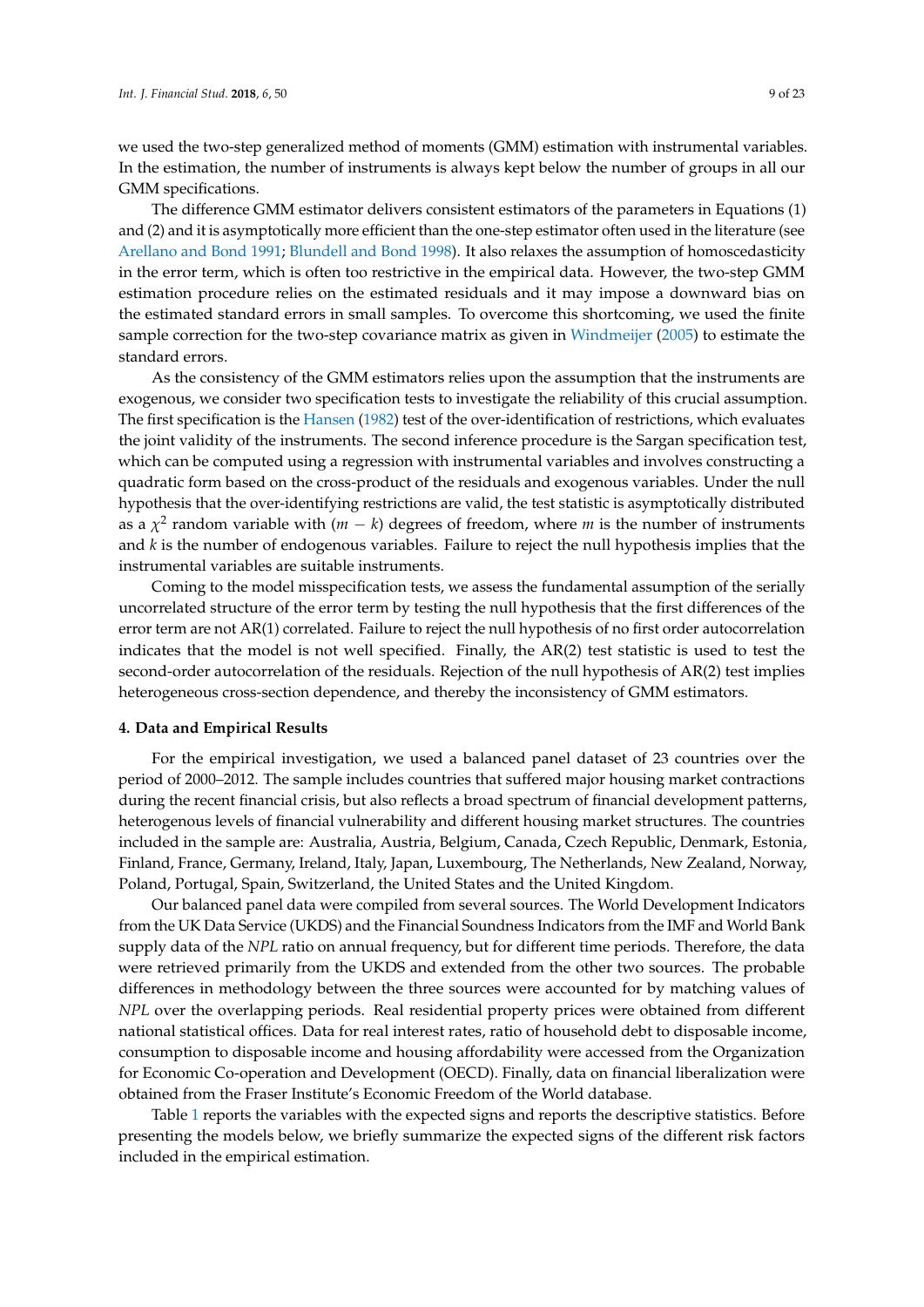we used the two-step generalized method of moments (GMM) estimation with instrumental variables. In the estimation, the number of instruments is always kept below the number of groups in all our GMM specifications.

The difference GMM estimator delivers consistent estimators of the parameters in Equations (1) and (2) and it is asymptotically more efficient than the one-step estimator often used in the literature (see Arellano and Bond 1991; Blundell and Bond 1998). It also relaxes the assumption of homoscedasticity in the error term, which is often too restrictive in the empirical data. However, the two-step GMM estimation procedure relies on the estimated residuals and it may impose a downward bias on the estimated standard errors in small samples. To overcome this shortcoming, we used the finite sample correction for the two-step covariance matrix as given in Windmeijer (2005) to estimate the standard errors.

As the consistency of the GMM estimators relies upon the assumption that the instruments are exogenous, we consider two specification tests to investigate the reliability of this crucial assumption. The first specification is the Hansen (1982) test of the over-identification of restrictions, which evaluates the joint validity of the instruments. The second inference procedure is the Sargan specification test, which can be computed using a regression with instrumental variables and involves constructing a quadratic form based on the cross-product of the residuals and exogenous variables. Under the null hypothesis that the over-identifying restrictions are valid, the test statistic is asymptotically distributed as a $\chi^2$ random variable with $(m - k)$ degrees of freedom, where $m$ is the number of instruments and $k$ is the number of endogenous variables. Failure to reject the null hypothesis implies that the instrumental variables are suitable instruments.

Coming to the model misspecification tests, we assess the fundamental assumption of the serially uncorrelated structure of the error term by testing the null hypothesis that the first differences of the error term are not AR(1) correlated. Failure to reject the null hypothesis of no first order autocorrelation indicates that the model is not well specified. Finally, the AR(2) test statistic is used to test the second-order autocorrelation of the residuals. Rejection of the null hypothesis of AR(2) test implies heterogeneous cross-section dependence, and thereby the inconsistency of GMM estimators.

#### 4. Data and Empirical Results

For the empirical investigation, we used a balanced panel dataset of 23 countries over the period of 2000–2012. The sample includes countries that suffered major housing market contractions during the recent financial crisis, but also reflects a broad spectrum of financial development patterns, heterogenous levels of financial vulnerability and different housing market structures. The countries included in the sample are: Australia, Austria, Belgium, Canada, Czech Republic, Denmark, Estonia, Finland, France, Germany, Ireland, Italy, Japan, Luxembourg, The Netherlands, New Zealand, Norway, Poland, Portugal, Spain, Switzerland, the United States and the United Kingdom.

Our balanced panel data were compiled from several sources. The World Development Indicators from the UK Data Service (UKDS) and the Financial Soundness Indicators from the IMF and World Bank supply data of the *NPL* ratio on annual frequency, but for different time periods. Therefore, the data were retrieved primarily from the UKDS and extended from the other two sources. The probable differences in methodology between the three sources were accounted for by matching values of *NPL* over the overlapping periods. Real residential property prices were obtained from different national statistical offices. Data for real interest rates, ratio of household debt to disposable income, consumption to disposable income and housing affordability were accessed from the Organization for Economic Co-operation and Development (OECD). Finally, data on financial liberalization were obtained from the Fraser Institute's Economic Freedom of the World database.

Table 1 reports the variables with the expected signs and reports the descriptive statistics. Before presenting the models below, we briefly summarize the expected signs of the different risk factors included in the empirical estimation.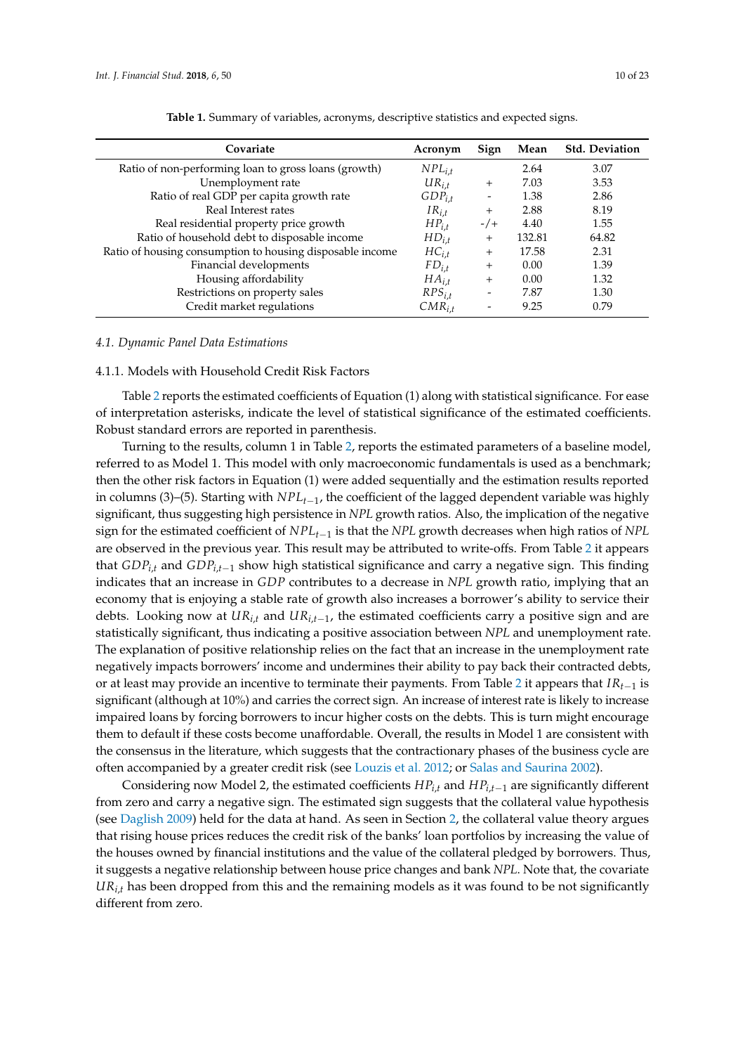**Table 1.** Summary of variables, acronyms, descriptive statistics and expected signs.

| Covariate | Acronym | Sign | Mean | Std. Deviation |
|---|---|---|---|---|
| Ratio of non-performing loan to gross loans (growth) | $NPL_{i,t}$ | | 2.64 | 3.07 |
| Unemployment rate | $UR_{i,t}$ | + | 7.03 | 3.53 |
| Ratio of real GDP per capita growth rate | $GDP_{i,t}$ | - | 1.38 | 2.86 |
| Real Interest rates | $IR_{i,t}$ | + | 2.88 | 8.19 |
| Real residential property price growth | $HP_{i,t}$ | -/+ | 4.40 | 1.55 |
| Ratio of household debt to disposable income | $HD_{i,t}$ | + | 132.81 | 64.82 |
| Ratio of housing consumption to housing disposable income | $HC_{i,t}$ | + | 17.58 | 2.31 |
| Financial developments | $FD_{i,t}$ | + | 0.00 | 1.39 |
| Housing affordability | $HA_{i,t}$ | + | 0.00 | 1.32 |
| Restrictions on property sales | $RPS_{i,t}$ | - | 7.87 | 1.30 |
| Credit market regulations | $CMR_{i,t}$ | - | 9.25 | 0.79 |

### *4.1. Dynamic Panel Data Estimations*

#### 4.1.1. Models with Household Credit Risk Factors

Table 2 reports the estimated coefficients of Equation (1) along with statistical significance. For ease of interpretation asterisks, indicate the level of statistical significance of the estimated coefficients. Robust standard errors are reported in parenthesis.

Turning to the results, column 1 in Table 2, reports the estimated parameters of a baseline model, referred to as Model 1. This model with only macroeconomic fundamentals is used as a benchmark; then the other risk factors in Equation (1) were added sequentially and the estimation results reported in columns (3)–(5). Starting with $NPL_{t-1}$, the coefficient of the lagged dependent variable was highly significant, thus suggesting high persistence in *NPL* growth ratios. Also, the implication of the negative sign for the estimated coefficient of $NPL_{t-1}$ is that the *NPL* growth decreases when high ratios of *NPL* are observed in the previous year. This result may be attributed to write-offs. From Table 2 it appears that $GDP_{i,t}$ and $GDP_{i,t-1}$ show high statistical significance and carry a negative sign. This finding indicates that an increase in *GDP* contributes to a decrease in *NPL* growth ratio, implying that an economy that is enjoying a stable rate of growth also increases a borrower's ability to service their debts. Looking now at $UR_{i,t}$ and $UR_{i,t-1}$, the estimated coefficients carry a positive sign and are statistically significant, thus indicating a positive association between *NPL* and unemployment rate. The explanation of positive relationship relies on the fact that an increase in the unemployment rate negatively impacts borrowers' income and undermines their ability to pay back their contracted debts, or at least may provide an incentive to terminate their payments. From Table 2 it appears that $IR_{t-1}$ is significant (although at 10%) and carries the correct sign. An increase of interest rate is likely to increase impaired loans by forcing borrowers to incur higher costs on the debts. This is turn might encourage them to default if these costs become unaffordable. Overall, the results in Model 1 are consistent with the consensus in the literature, which suggests that the contractionary phases of the business cycle are often accompanied by a greater credit risk (see Louzis et al. 2012; or Salas and Saurina 2002).

Considering now Model 2, the estimated coefficients $HP_{i,t}$ and $HP_{i,t-1}$ are significantly different from zero and carry a negative sign. The estimated sign suggests that the collateral value hypothesis (see Daglish 2009) held for the data at hand. As seen in Section 2, the collateral value theory argues that rising house prices reduces the credit risk of the banks' loan portfolios by increasing the value of the houses owned by financial institutions and the value of the collateral pledged by borrowers. Thus, it suggests a negative relationship between house price changes and bank *NPL*. Note that, the covariate $UR_{i,t}$ has been dropped from this and the remaining models as it was found to be not significantly different from zero.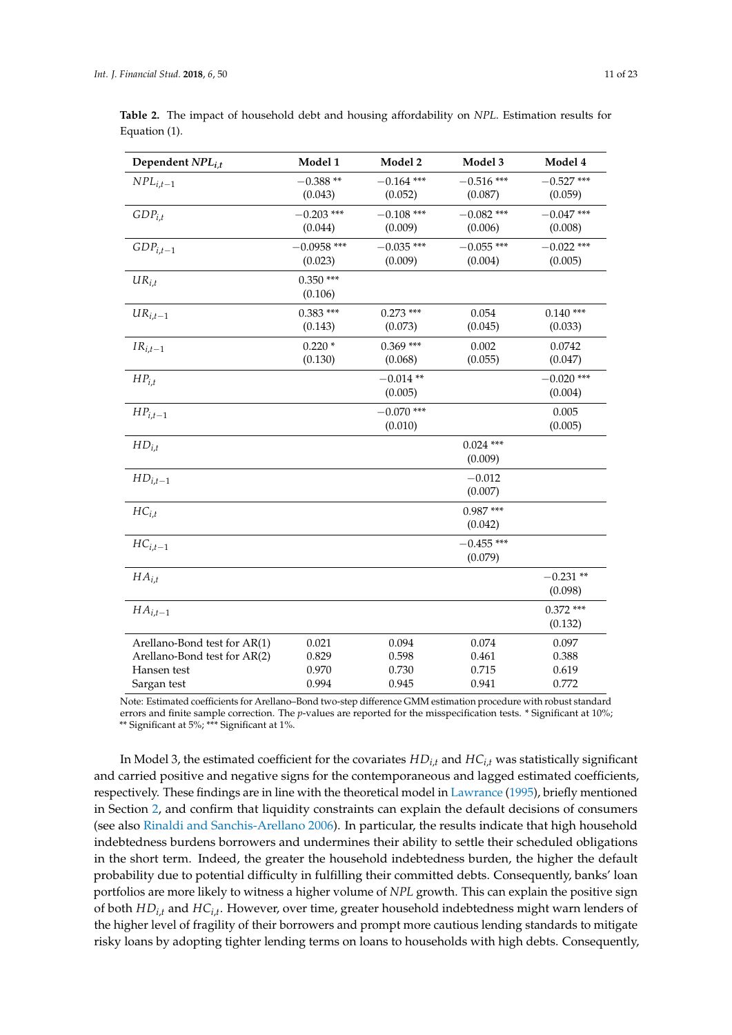**Table 2.** The impact of household debt and housing affordability on *NPL*. Estimation results for Equation (1).

| Dependent $NPL_{i,t}$ | Model 1 | Model 2 | Model 3 | Model 4 |
|---|---|---|---|---|
| $NPL_{i,t-1}$ | −0.388 ** (0.043) | −0.164 *** (0.052) | −0.516 *** (0.087) | −0.527 *** (0.059) |
| $GDP_{i,t}$ | −0.203 *** (0.044) | −0.108 *** (0.009) | −0.082 *** (0.006) | −0.047 *** (0.008) |
| $GDP_{i,t-1}$ | −0.0958 *** (0.023) | −0.035 *** (0.009) | −0.055 *** (0.004) | −0.022 *** (0.005) |
| $UR_{i,t}$ | 0.350 *** (0.106) | | | |
| $UR_{i,t-1}$ | 0.383 *** (0.143) | 0.273 *** (0.073) | 0.054 (0.045) | 0.140 *** (0.033) |
| $IR_{i,t-1}$ | 0.220 * (0.130) | 0.369 *** (0.068) | 0.002 (0.055) | 0.0742 (0.047) |
| $HP_{i,t}$ | | −0.014 ** (0.005) | | −0.020 *** (0.004) |
| $HP_{i,t-1}$ | | −0.070 *** (0.010) | | 0.005 (0.005) |
| $HD_{i,t}$ | | | 0.024 *** (0.009) | |
| $HD_{i,t-1}$ | | | −0.012 (0.007) | |
| $HC_{i,t}$ | | | 0.987 *** (0.042) | |
| $HC_{i,t-1}$ | | | −0.455 *** (0.079) | |
| $HA_{i,t}$ | | | | −0.231 ** (0.098) |
| $HA_{i,t-1}$ | | | | 0.372 *** (0.132) |
| Arellano-Bond test for AR(1) | 0.021 | 0.094 | 0.074 | 0.097 |
| Arellano-Bond test for AR(2) | 0.829 | 0.598 | 0.461 | 0.388 |
| Hansen test | 0.970 | 0.730 | 0.715 | 0.619 |
| Sargan test | 0.994 | 0.945 | 0.941 | 0.772 |

Note: Estimated coefficients for Arellano–Bond two-step difference GMM estimation procedure with robust standard errors and finite sample correction. The *p*-values are reported for the misspecification tests. * Significant at 10%; ** Significant at 5%; *** Significant at 1%.

In Model 3, the estimated coefficient for the covariates $HD_{i,t}$ and $HC_{i,t}$ was statistically significant and carried positive and negative signs for the contemporaneous and lagged estimated coefficients, respectively. These findings are in line with the theoretical model in Lawrance (1995), briefly mentioned in Section 2, and confirm that liquidity constraints can explain the default decisions of consumers (see also Rinaldi and Sanchis-Arellano 2006). In particular, the results indicate that high household indebtedness burdens borrowers and undermines their ability to settle their scheduled obligations in the short term. Indeed, the greater the household indebtedness burden, the higher the default probability due to potential difficulty in fulfilling their committed debts. Consequently, banks' loan portfolios are more likely to witness a higher volume of *NPL* growth. This can explain the positive sign of both $HD_{i,t}$ and $HC_{i,t}$. However, over time, greater household indebtedness might warn lenders of the higher level of fragility of their borrowers and prompt more cautious lending standards to mitigate risky loans by adopting tighter lending terms on loans to households with high debts. Consequently,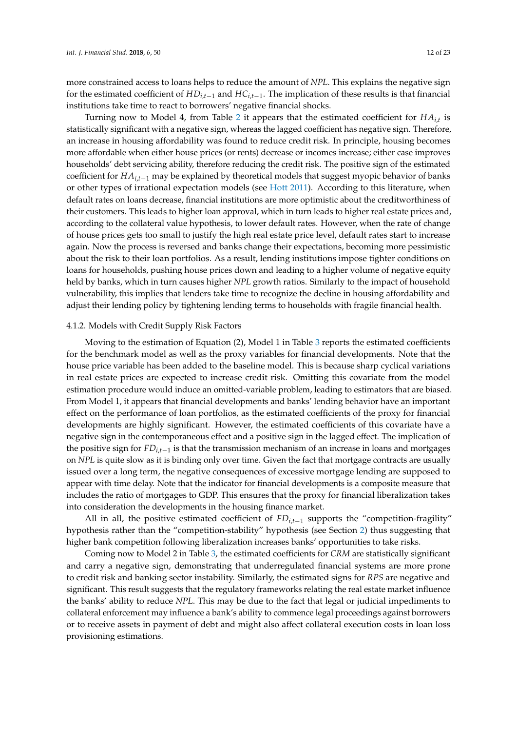more constrained access to loans helps to reduce the amount of *NPL*. This explains the negative sign for the estimated coefficient of $HD_{i,t-1}$ and $HC_{i,t-1}$. The implication of these results is that financial institutions take time to react to borrowers' negative financial shocks.

Turning now to Model 4, from Table 2 it appears that the estimated coefficient for $HA_{i,t}$ is statistically significant with a negative sign, whereas the lagged coefficient has negative sign. Therefore, an increase in housing affordability was found to reduce credit risk. In principle, housing becomes more affordable when either house prices (or rents) decrease or incomes increase; either case improves households' debt servicing ability, therefore reducing the credit risk. The positive sign of the estimated coefficient for $HA_{i,t-1}$ may be explained by theoretical models that suggest myopic behavior of banks or other types of irrational expectation models (see Hott 2011). According to this literature, when default rates on loans decrease, financial institutions are more optimistic about the creditworthiness of their customers. This leads to higher loan approval, which in turn leads to higher real estate prices and, according to the collateral value hypothesis, to lower default rates. However, when the rate of change of house prices gets too small to justify the high real estate price level, default rates start to increase again. Now the process is reversed and banks change their expectations, becoming more pessimistic about the risk to their loan portfolios. As a result, lending institutions impose tighter conditions on loans for households, pushing house prices down and leading to a higher volume of negative equity held by banks, which in turn causes higher *NPL* growth ratios. Similarly to the impact of household vulnerability, this implies that lenders take time to recognize the decline in housing affordability and adjust their lending policy by tightening lending terms to households with fragile financial health.

#### 4.1.2. Models with Credit Supply Risk Factors

Moving to the estimation of Equation (2), Model 1 in Table 3 reports the estimated coefficients for the benchmark model as well as the proxy variables for financial developments. Note that the house price variable has been added to the baseline model. This is because sharp cyclical variations in real estate prices are expected to increase credit risk. Omitting this covariate from the model estimation procedure would induce an omitted-variable problem, leading to estimators that are biased. From Model 1, it appears that financial developments and banks' lending behavior have an important effect on the performance of loan portfolios, as the estimated coefficients of the proxy for financial developments are highly significant. However, the estimated coefficients of this covariate have a negative sign in the contemporaneous effect and a positive sign in the lagged effect. The implication of the positive sign for $FD_{i,t-1}$ is that the transmission mechanism of an increase in loans and mortgages on *NPL* is quite slow as it is binding only over time. Given the fact that mortgage contracts are usually issued over a long term, the negative consequences of excessive mortgage lending are supposed to appear with time delay. Note that the indicator for financial developments is a composite measure that includes the ratio of mortgages to GDP. This ensures that the proxy for financial liberalization takes into consideration the developments in the housing finance market.

All in all, the positive estimated coefficient of $FD_{i,t-1}$ supports the "competition-fragility" hypothesis rather than the "competition-stability" hypothesis (see Section 2) thus suggesting that higher bank competition following liberalization increases banks' opportunities to take risks.

Coming now to Model 2 in Table 3, the estimated coefficients for *CRM* are statistically significant and carry a negative sign, demonstrating that underregulated financial systems are more prone to credit risk and banking sector instability. Similarly, the estimated signs for *RPS* are negative and significant. This result suggests that the regulatory frameworks relating the real estate market influence the banks' ability to reduce *NPL*. This may be due to the fact that legal or judicial impediments to collateral enforcement may influence a bank's ability to commence legal proceedings against borrowers or to receive assets in payment of debt and might also affect collateral execution costs in loan loss provisioning estimations.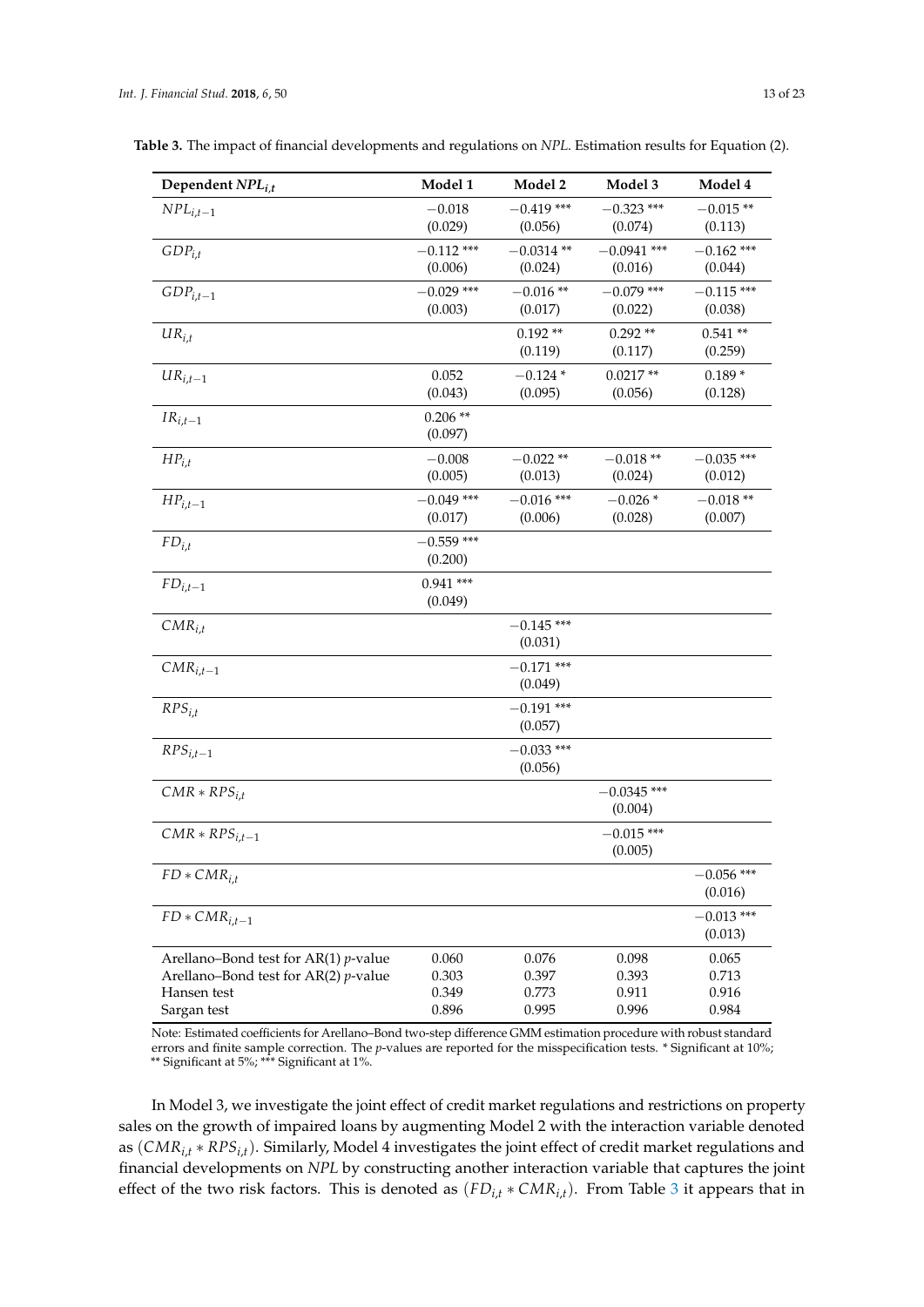**Table 3.** The impact of financial developments and regulations on *NPL*. Estimation results for Equation (2).

| Dependent $NPL_{i,t}$ | Model 1 | Model 2 | Model 3 | Model 4 |
|---|---|---|---|---|
| $NPL_{i,t-1}$ | −0.018 (0.029) | −0.419 *** (0.056) | −0.323 *** (0.074) | −0.015 ** (0.113) |
| $GDP_{i,t}$ | −0.112 *** (0.006) | −0.0314 ** (0.024) | −0.0941 *** (0.016) | −0.162 *** (0.044) |
| $GDP_{i,t-1}$ | −0.029 *** (0.003) | −0.016 ** (0.017) | −0.079 *** (0.022) | −0.115 *** (0.038) |
| $UR_{i,t}$ | | 0.192 ** (0.119) | 0.292 ** (0.117) | 0.541 ** (0.259) |
| $UR_{i,t-1}$ | 0.052 (0.043) | −0.124 * (0.095) | 0.0217 ** (0.056) | 0.189 * (0.128) |
| $IR_{i,t-1}$ | 0.206 ** (0.097) | | | |
| $HP_{i,t}$ | −0.008 (0.005) | −0.022 ** (0.013) | −0.018 ** (0.024) | −0.035 *** (0.012) |
| $HP_{i,t-1}$ | −0.049 *** (0.017) | −0.016 *** (0.006) | −0.026 * (0.028) | −0.018 ** (0.007) |
| $FD_{i,t}$ | −0.559 *** (0.200) | | | |
| $FD_{i,t-1}$ | 0.941 *** (0.049) | | | |
| $CMR_{i,t}$ | | −0.145 *** (0.031) | | |
| $CMR_{i,t-1}$ | | −0.171 *** (0.049) | | |
| $RPS_{i,t}$ | | −0.191 *** (0.057) | | |
| $RPS_{i,t-1}$ | | −0.033 *** (0.056) | | |
| $CMR * RPS_{i,t}$ | | | −0.0345 *** (0.004) | |
| $CMR * RPS_{i,t-1}$ | | | −0.015 *** (0.005) | |
| $FD * CMR_{i,t}$ | | | | −0.056 *** (0.016) |
| $FD * CMR_{i,t-1}$ | | | | −0.013 *** (0.013) |
| Arellano–Bond test for AR(1) *p*-value | 0.060 | 0.076 | 0.098 | 0.065 |
| Arellano–Bond test for AR(2) *p*-value | 0.303 | 0.397 | 0.393 | 0.713 |
| Hansen test | 0.349 | 0.773 | 0.911 | 0.916 |
| Sargan test | 0.896 | 0.995 | 0.996 | 0.984 |

Note: Estimated coefficients for Arellano–Bond two-step difference GMM estimation procedure with robust standard errors and finite sample correction. The *p*-values are reported for the misspecification tests. * Significant at 10%; ** Significant at 5%; *** Significant at 1%.

In Model 3, we investigate the joint effect of credit market regulations and restrictions on property sales on the growth of impaired loans by augmenting Model 2 with the interaction variable denoted as $(CMR_{i,t} * RPS_{i,t})$. Similarly, Model 4 investigates the joint effect of credit market regulations and financial developments on *NPL* by constructing another interaction variable that captures the joint effect of the two risk factors. This is denoted as $(FD_{i,t} * CMR_{i,t})$. From Table 3 it appears that in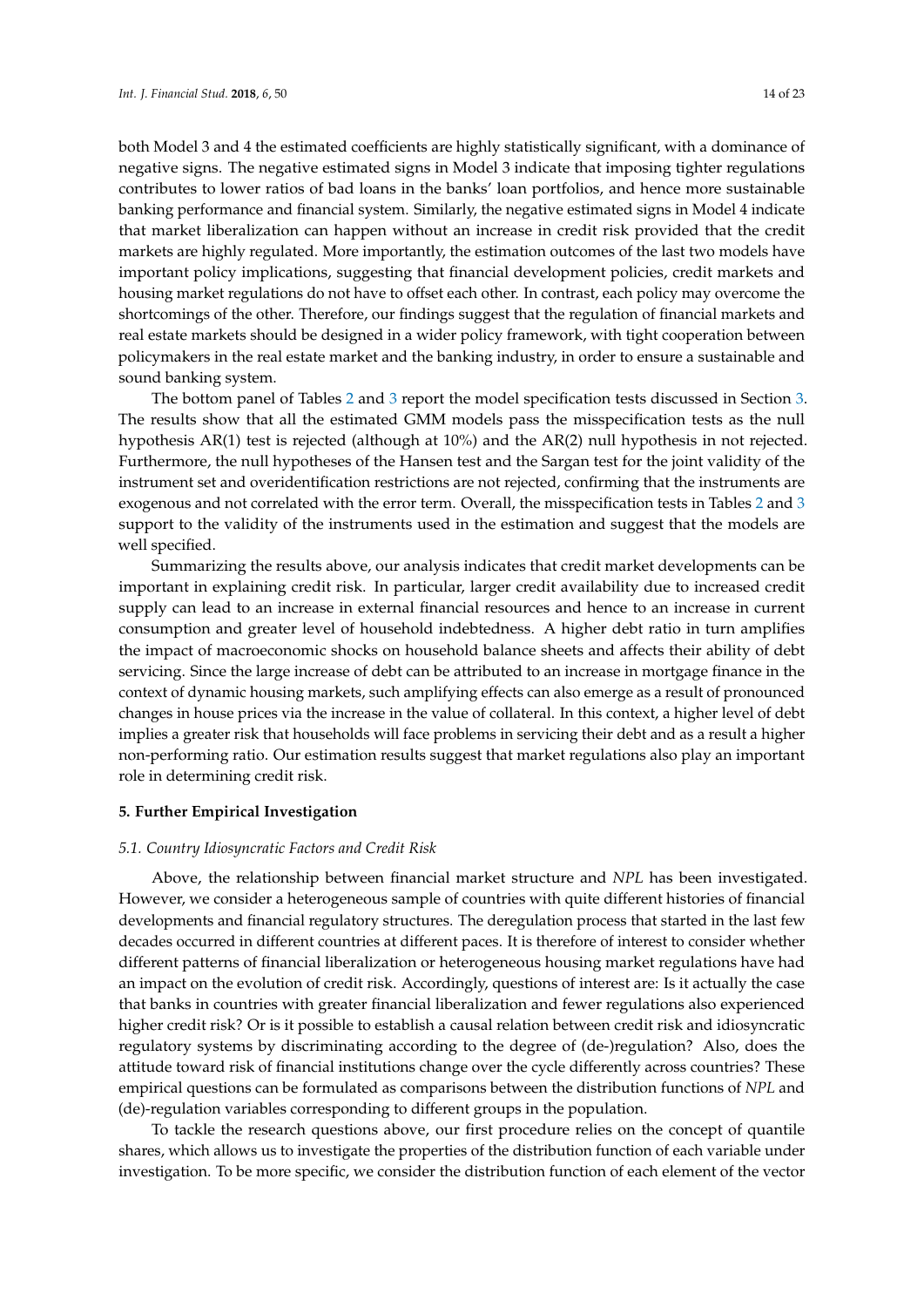both Model 3 and 4 the estimated coefficients are highly statistically significant, with a dominance of negative signs. The negative estimated signs in Model 3 indicate that imposing tighter regulations contributes to lower ratios of bad loans in the banks' loan portfolios, and hence more sustainable banking performance and financial system. Similarly, the negative estimated signs in Model 4 indicate that market liberalization can happen without an increase in credit risk provided that the credit markets are highly regulated. More importantly, the estimation outcomes of the last two models have important policy implications, suggesting that financial development policies, credit markets and housing market regulations do not have to offset each other. In contrast, each policy may overcome the shortcomings of the other. Therefore, our findings suggest that the regulation of financial markets and real estate markets should be designed in a wider policy framework, with tight cooperation between policymakers in the real estate market and the banking industry, in order to ensure a sustainable and sound banking system.

The bottom panel of Tables 2 and 3 report the model specification tests discussed in Section 3. The results show that all the estimated GMM models pass the misspecification tests as the null hypothesis AR(1) test is rejected (although at 10%) and the AR(2) null hypothesis in not rejected. Furthermore, the null hypotheses of the Hansen test and the Sargan test for the joint validity of the instrument set and overidentification restrictions are not rejected, confirming that the instruments are exogenous and not correlated with the error term. Overall, the misspecification tests in Tables 2 and 3 support to the validity of the instruments used in the estimation and suggest that the models are well specified.

Summarizing the results above, our analysis indicates that credit market developments can be important in explaining credit risk. In particular, larger credit availability due to increased credit supply can lead to an increase in external financial resources and hence to an increase in current consumption and greater level of household indebtedness. A higher debt ratio in turn amplifies the impact of macroeconomic shocks on household balance sheets and affects their ability of debt servicing. Since the large increase of debt can be attributed to an increase in mortgage finance in the context of dynamic housing markets, such amplifying effects can also emerge as a result of pronounced changes in house prices via the increase in the value of collateral. In this context, a higher level of debt implies a greater risk that households will face problems in servicing their debt and as a result a higher non-performing ratio. Our estimation results suggest that market regulations also play an important role in determining credit risk.

## 5. Further Empirical Investigation

### *5.1. Country Idiosyncratic Factors and Credit Risk*

Above, the relationship between financial market structure and *NPL* has been investigated. However, we consider a heterogeneous sample of countries with quite different histories of financial developments and financial regulatory structures. The deregulation process that started in the last few decades occurred in different countries at different paces. It is therefore of interest to consider whether different patterns of financial liberalization or heterogeneous housing market regulations have had an impact on the evolution of credit risk. Accordingly, questions of interest are: Is it actually the case that banks in countries with greater financial liberalization and fewer regulations also experienced higher credit risk? Or is it possible to establish a causal relation between credit risk and idiosyncratic regulatory systems by discriminating according to the degree of (de-)regulation? Also, does the attitude toward risk of financial institutions change over the cycle differently across countries? These empirical questions can be formulated as comparisons between the distribution functions of *NPL* and (de)-regulation variables corresponding to different groups in the population.

To tackle the research questions above, our first procedure relies on the concept of quantile shares, which allows us to investigate the properties of the distribution function of each variable under investigation. To be more specific, we consider the distribution function of each element of the vector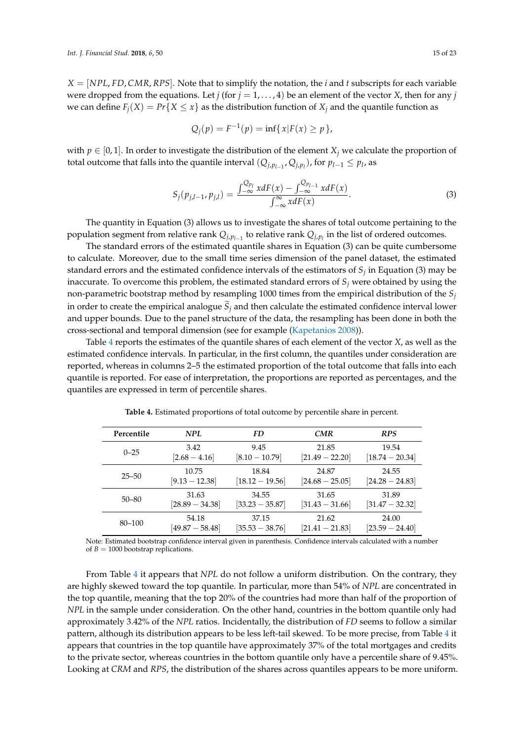$X = [NPL, FD, CMR, RPS]$. Note that to simplify the notation, the $i$ and $t$ subscripts for each variable were dropped from the equations. Let $j$ (for $j = 1, \ldots, 4$) be an element of the vector $X$, then for any $j$ we can define $F_j(X) = Pr\{X \leq x\}$ as the distribution function of $X_j$ and the quantile function as

$$Q_j(p) = F^{-1}(p) = \inf\{\, x | F(x) \geq p\,\},$$

with $p \in [0, 1]$. In order to investigate the distribution of the element $X_j$ we calculate the proportion of total outcome that falls into the quantile interval $(Q_{j,p_{l-1}}, Q_{j,p_l})$, for $p_{l-1} \leq p_l$, as

$$S_j(p_{j,l-1}, p_{j,l}) = \frac{\int_{-\infty}^{Q_{p_l}} x dF(x) - \int_{-\infty}^{Q_{p_{l-1}}} x dF(x)}{\int_{-\infty}^{\infty} x dF(x)}. \tag{3}$$

The quantity in Equation (3) allows us to investigate the shares of total outcome pertaining to the population segment from relative rank $Q_{j,p_{l-1}}$ to relative rank $Q_{j,p_l}$ in the list of ordered outcomes.

The standard errors of the estimated quantile shares in Equation (3) can be quite cumbersome to calculate. Moreover, due to the small time series dimension of the panel dataset, the estimated standard errors and the estimated confidence intervals of the estimators of $S_j$ in Equation (3) may be inaccurate. To overcome this problem, the estimated standard errors of $S_j$ were obtained by using the non-parametric bootstrap method by resampling 1000 times from the empirical distribution of the $S_j$ in order to create the empirical analogue $\widetilde{S}_j$ and then calculate the estimated confidence interval lower and upper bounds. Due to the panel structure of the data, the resampling has been done in both the cross-sectional and temporal dimension (see for example (Kapetanios 2008)).

Table 4 reports the estimates of the quantile shares of each element of the vector $X$, as well as the estimated confidence intervals. In particular, in the first column, the quantiles under consideration are reported, whereas in columns 2–5 the estimated proportion of the total outcome that falls into each quantile is reported. For ease of interpretation, the proportions are reported as percentages, and the quantiles are expressed in term of percentile shares.

**Table 4.** Estimated proportions of total outcome by percentile share in percent.

| Percentile | *NPL* | *FD* | *CMR* | *RPS* |
|---|---|---|---|---|
| 0–25 | 3.42<br>[2.68 − 4.16] | 9.45<br>[8.10 − 10.79] | 21.85<br>[21.49 − 22.20] | 19.54<br>[18.74 − 20.34] |
| 25–50 | 10.75<br>[9.13 − 12.38] | 18.84<br>[18.12 − 19.56] | 24.87<br>[24.68 − 25.05] | 24.55<br>[24.28 − 24.83] |
| 50–80 | 31.63<br>[28.89 − 34.38] | 34.55<br>[33.23 − 35.87] | 31.65<br>[31.43 − 31.66] | 31.89<br>[31.47 − 32.32] |
| 80–100 | 54.18<br>[49.87 − 58.48] | 37.15<br>[35.53 − 38.76] | 21.62<br>[21.41 − 21.83] | 24.00<br>[23.59 − 24.40] |

Note: Estimated bootstrap confidence interval given in parenthesis. Confidence intervals calculated with a number of $B = 1000$ bootstrap replications.

From Table 4 it appears that *NPL* do not follow a uniform distribution. On the contrary, they are highly skewed toward the top quantile. In particular, more than 54% of *NPL* are concentrated in the top quantile, meaning that the top 20% of the countries had more than half of the proportion of *NPL* in the sample under consideration. On the other hand, countries in the bottom quantile only had approximately 3.42% of the *NPL* ratios. Incidentally, the distribution of *FD* seems to follow a similar pattern, although its distribution appears to be less left-tail skewed. To be more precise, from Table 4 it appears that countries in the top quantile have approximately 37% of the total mortgages and credits to the private sector, whereas countries in the bottom quantile only have a percentile share of 9.45%. Looking at *CRM* and *RPS*, the distribution of the shares across quantiles appears to be more uniform.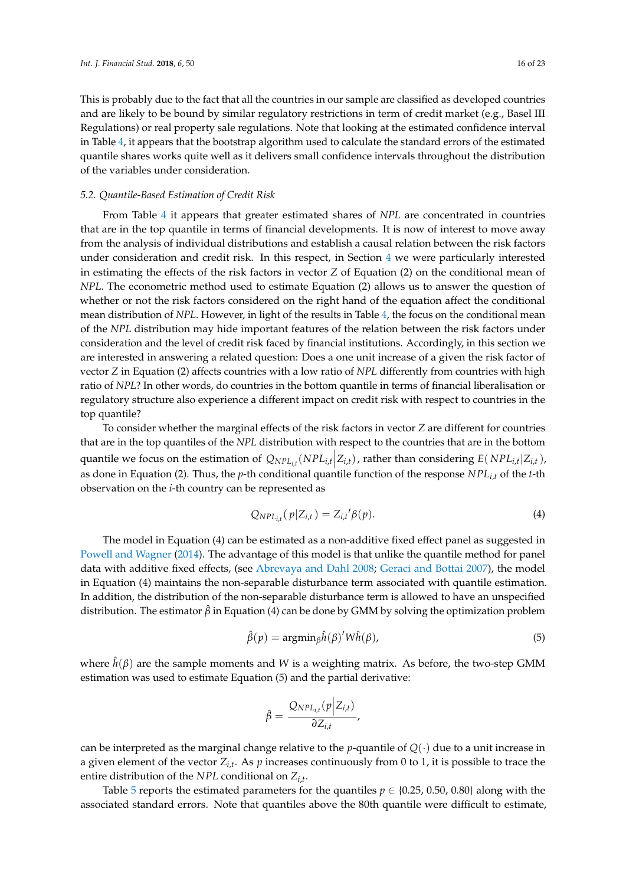This is probably due to the fact that all the countries in our sample are classified as developed countries and are likely to be bound by similar regulatory restrictions in term of credit market (e.g., Basel III Regulations) or real property sale regulations. Note that looking at the estimated confidence interval in Table 4, it appears that the bootstrap algorithm used to calculate the standard errors of the estimated quantile shares works quite well as it delivers small confidence intervals throughout the distribution of the variables under consideration.

### 5.2. Quantile-Based Estimation of Credit Risk

From Table 4 it appears that greater estimated shares of *NPL* are concentrated in countries that are in the top quantile in terms of financial developments. It is now of interest to move away from the analysis of individual distributions and establish a causal relation between the risk factors under consideration and credit risk. In this respect, in Section 4 we were particularly interested in estimating the effects of the risk factors in vector *Z* of Equation (2) on the conditional mean of *NPL*. The econometric method used to estimate Equation (2) allows us to answer the question of whether or not the risk factors considered on the right hand of the equation affect the conditional mean distribution of *NPL*. However, in light of the results in Table 4, the focus on the conditional mean of the *NPL* distribution may hide important features of the relation between the risk factors under consideration and the level of credit risk faced by financial institutions. Accordingly, in this section we are interested in answering a related question: Does a one unit increase of a given the risk factor of vector *Z* in Equation (2) affects countries with a low ratio of *NPL* differently from countries with high ratio of *NPL*? In other words, do countries in the bottom quantile in terms of financial liberalisation or regulatory structure also experience a different impact on credit risk with respect to countries in the top quantile?

To consider whether the marginal effects of the risk factors in vector *Z* are different for countries that are in the top quantiles of the *NPL* distribution with respect to the countries that are in the bottom quantile we focus on the estimation of $Q_{NPL_{i,t}}(NPL_{i,t} \big| Z_{i,t})$, rather than considering $E(NPL_{i,t}|Z_{i,t})$, as done in Equation (2). Thus, the *p*-th conditional quantile function of the response $NPL_{i,t}$ of the *t*-th observation on the *i*-th country can be represented as

$$Q_{NPL_{i,t}}(p|Z_{i,t}) = Z_{i,t}{}'\beta(p). \quad (4)$$

The model in Equation (4) can be estimated as a non-additive fixed effect panel as suggested in Powell and Wagner (2014). The advantage of this model is that unlike the quantile method for panel data with additive fixed effects, (see Abrevaya and Dahl 2008; Geraci and Bottai 2007), the model in Equation (4) maintains the non-separable disturbance term associated with quantile estimation. In addition, the distribution of the non-separable disturbance term is allowed to have an unspecified distribution. The estimator $\hat{\beta}$ in Equation (4) can be done by GMM by solving the optimization problem

$$\hat{\beta}(p) = \text{argmin}_{\beta}\hat{h}(\beta)'W\hat{h}(\beta), \quad (5)$$

where $\hat{h}(\beta)$ are the sample moments and *W* is a weighting matrix. As before, the two-step GMM estimation was used to estimate Equation (5) and the partial derivative:

$$\hat{\beta} = \frac{Q_{NPL_{i,t}}(p \big| Z_{i,t})}{\partial Z_{i,t}},$$

can be interpreted as the marginal change relative to the *p*-quantile of $Q(\cdot)$ due to a unit increase in a given element of the vector $Z_{i,t}$. As *p* increases continuously from 0 to 1, it is possible to trace the entire distribution of the *NPL* conditional on $Z_{i,t}$.

Table 5 reports the estimated parameters for the quantiles $p \in \{0.25, 0.50, 0.80\}$ along with the associated standard errors. Note that quantiles above the 80th quantile were difficult to estimate,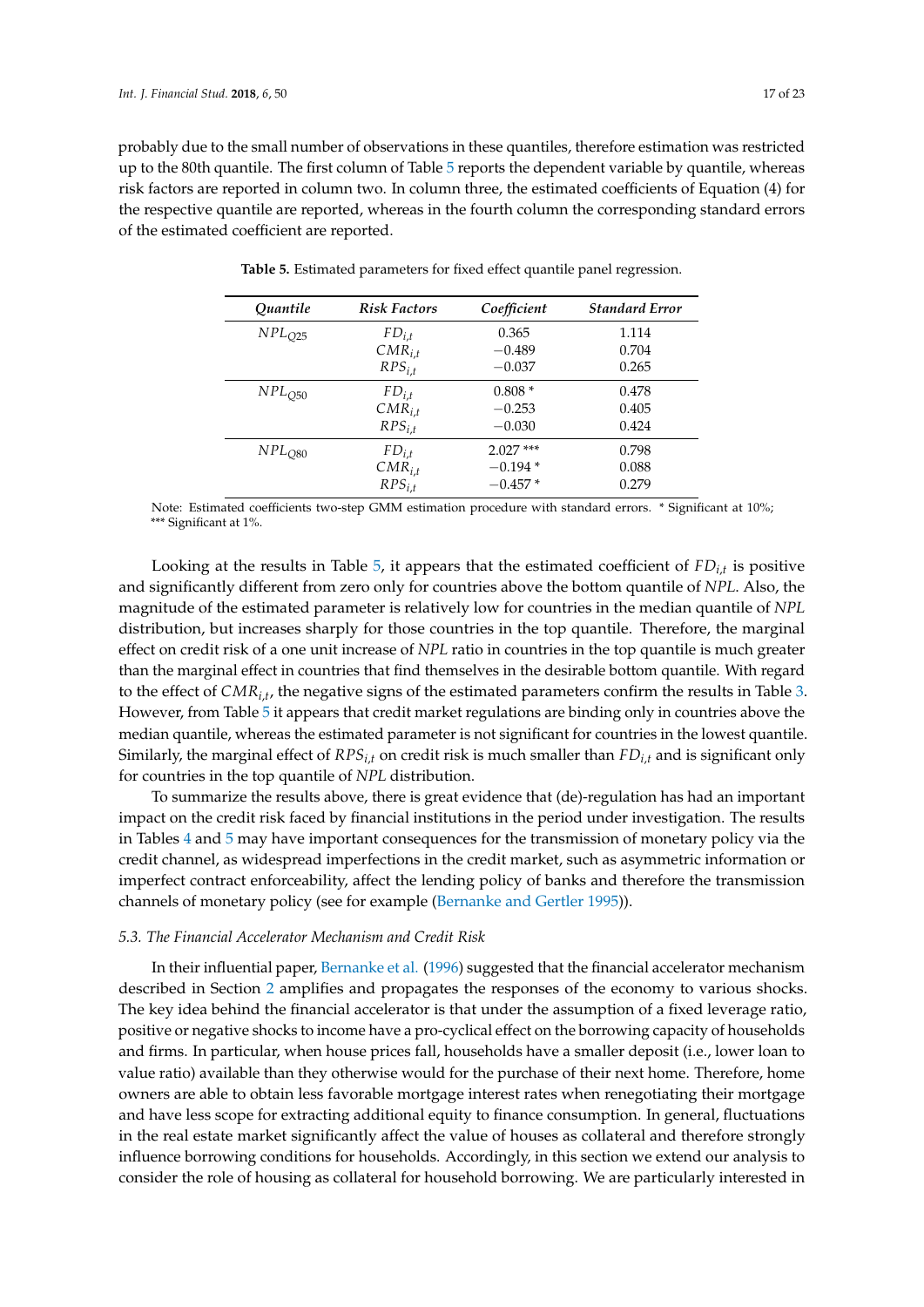probably due to the small number of observations in these quantiles, therefore estimation was restricted up to the 80th quantile. The first column of Table 5 reports the dependent variable by quantile, whereas risk factors are reported in column two. In column three, the estimated coefficients of Equation (4) for the respective quantile are reported, whereas in the fourth column the corresponding standard errors of the estimated coefficient are reported.

**Table 5.** Estimated parameters for fixed effect quantile panel regression.

| *Quantile* | *Risk Factors* | *Coefficient* | *Standard Error* |
|---|---|---|---|
| $NPL_{Q25}$ | $FD_{i,t}$ | 0.365 | 1.114 |
| | $CMR_{i,t}$ | −0.489 | 0.704 |
| | $RPS_{i,t}$ | −0.037 | 0.265 |
| $NPL_{Q50}$ | $FD_{i,t}$ | 0.808 * | 0.478 |
| | $CMR_{i,t}$ | −0.253 | 0.405 |
| | $RPS_{i,t}$ | −0.030 | 0.424 |
| $NPL_{Q80}$ | $FD_{i,t}$ | 2.027 *** | 0.798 |
| | $CMR_{i,t}$ | −0.194 * | 0.088 |
| | $RPS_{i,t}$ | −0.457 * | 0.279 |

Note: Estimated coefficients two-step GMM estimation procedure with standard errors. * Significant at 10%; *** Significant at 1%.

Looking at the results in Table 5, it appears that the estimated coefficient of $FD_{i,t}$ is positive and significantly different from zero only for countries above the bottom quantile of *NPL*. Also, the magnitude of the estimated parameter is relatively low for countries in the median quantile of *NPL* distribution, but increases sharply for those countries in the top quantile. Therefore, the marginal effect on credit risk of a one unit increase of *NPL* ratio in countries in the top quantile is much greater than the marginal effect in countries that find themselves in the desirable bottom quantile. With regard to the effect of $CMR_{i,t}$, the negative signs of the estimated parameters confirm the results in Table 3. However, from Table 5 it appears that credit market regulations are binding only in countries above the median quantile, whereas the estimated parameter is not significant for countries in the lowest quantile. Similarly, the marginal effect of $RPS_{i,t}$ on credit risk is much smaller than $FD_{i,t}$ and is significant only for countries in the top quantile of *NPL* distribution.

To summarize the results above, there is great evidence that (de)-regulation has had an important impact on the credit risk faced by financial institutions in the period under investigation. The results in Tables 4 and 5 may have important consequences for the transmission of monetary policy via the credit channel, as widespread imperfections in the credit market, such as asymmetric information or imperfect contract enforceability, affect the lending policy of banks and therefore the transmission channels of monetary policy (see for example (Bernanke and Gertler 1995)).

### 5.3. The Financial Accelerator Mechanism and Credit Risk

In their influential paper, Bernanke et al. (1996) suggested that the financial accelerator mechanism described in Section 2 amplifies and propagates the responses of the economy to various shocks. The key idea behind the financial accelerator is that under the assumption of a fixed leverage ratio, positive or negative shocks to income have a pro-cyclical effect on the borrowing capacity of households and firms. In particular, when house prices fall, households have a smaller deposit (i.e., lower loan to value ratio) available than they otherwise would for the purchase of their next home. Therefore, home owners are able to obtain less favorable mortgage interest rates when renegotiating their mortgage and have less scope for extracting additional equity to finance consumption. In general, fluctuations in the real estate market significantly affect the value of houses as collateral and therefore strongly influence borrowing conditions for households. Accordingly, in this section we extend our analysis to consider the role of housing as collateral for household borrowing. We are particularly interested in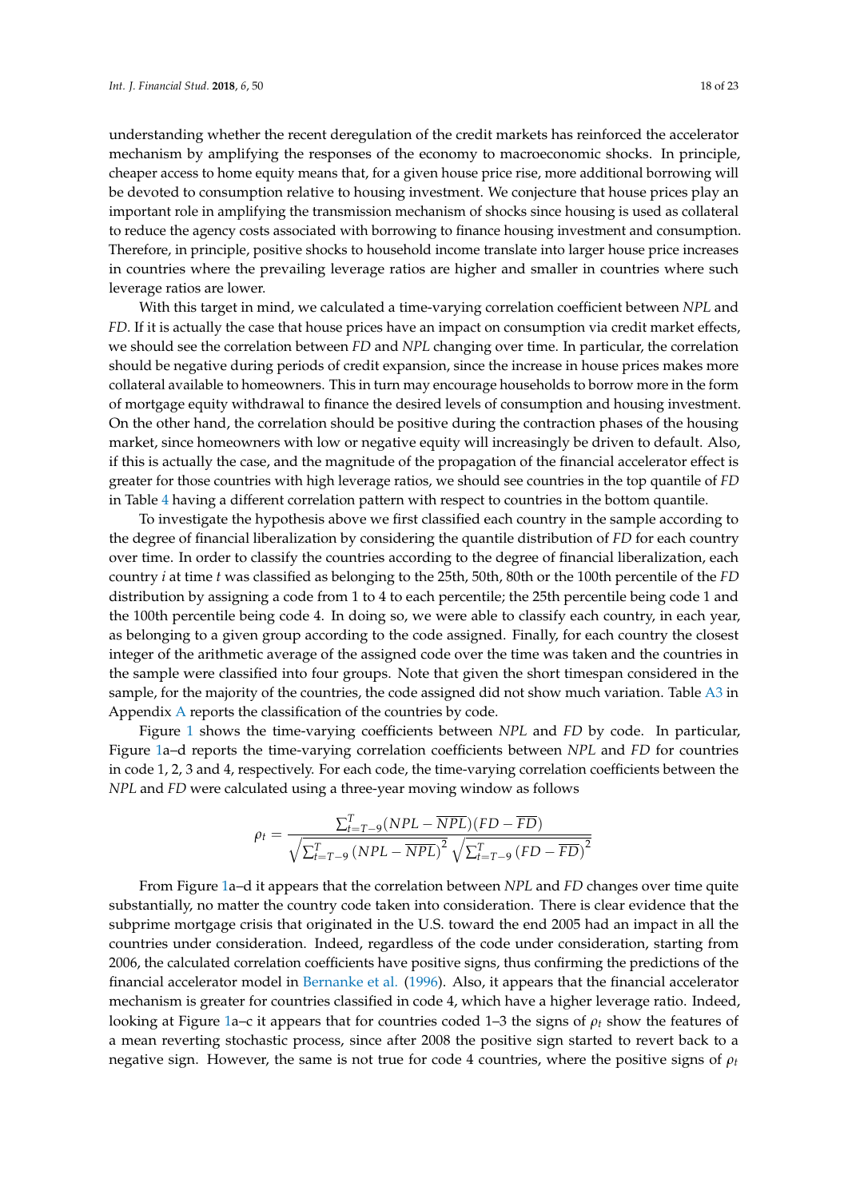understanding whether the recent deregulation of the credit markets has reinforced the accelerator mechanism by amplifying the responses of the economy to macroeconomic shocks. In principle, cheaper access to home equity means that, for a given house price rise, more additional borrowing will be devoted to consumption relative to housing investment. We conjecture that house prices play an important role in amplifying the transmission mechanism of shocks since housing is used as collateral to reduce the agency costs associated with borrowing to finance housing investment and consumption. Therefore, in principle, positive shocks to household income translate into larger house price increases in countries where the prevailing leverage ratios are higher and smaller in countries where such leverage ratios are lower.

With this target in mind, we calculated a time-varying correlation coefficient between *NPL* and *FD*. If it is actually the case that house prices have an impact on consumption via credit market effects, we should see the correlation between *FD* and *NPL* changing over time. In particular, the correlation should be negative during periods of credit expansion, since the increase in house prices makes more collateral available to homeowners. This in turn may encourage households to borrow more in the form of mortgage equity withdrawal to finance the desired levels of consumption and housing investment. On the other hand, the correlation should be positive during the contraction phases of the housing market, since homeowners with low or negative equity will increasingly be driven to default. Also, if this is actually the case, and the magnitude of the propagation of the financial accelerator effect is greater for those countries with high leverage ratios, we should see countries in the top quantile of *FD* in Table 4 having a different correlation pattern with respect to countries in the bottom quantile.

To investigate the hypothesis above we first classified each country in the sample according to the degree of financial liberalization by considering the quantile distribution of *FD* for each country over time. In order to classify the countries according to the degree of financial liberalization, each country $i$ at time $t$ was classified as belonging to the 25th, 50th, 80th or the 100th percentile of the *FD* distribution by assigning a code from 1 to 4 to each percentile; the 25th percentile being code 1 and the 100th percentile being code 4. In doing so, we were able to classify each country, in each year, as belonging to a given group according to the code assigned. Finally, for each country the closest integer of the arithmetic average of the assigned code over the time was taken and the countries in the sample were classified into four groups. Note that given the short timespan considered in the sample, for the majority of the countries, the code assigned did not show much variation. Table A3 in Appendix A reports the classification of the countries by code.

Figure 1 shows the time-varying coefficients between *NPL* and *FD* by code. In particular, Figure 1a–d reports the time-varying correlation coefficients between *NPL* and *FD* for countries in code 1, 2, 3 and 4, respectively. For each code, the time-varying correlation coefficients between the *NPL* and *FD* were calculated using a three-year moving window as follows

$$\rho_t = \frac{\sum_{t=T-9}^{T}(NPL - \overline{NPL})(FD - \overline{FD})}{\sqrt{\sum_{t=T-9}^{T}\left(NPL - \overline{NPL}\right)^2}\sqrt{\sum_{t=T-9}^{T}\left(FD - \overline{FD}\right)^2}}$$

From Figure 1a–d it appears that the correlation between *NPL* and *FD* changes over time quite substantially, no matter the country code taken into consideration. There is clear evidence that the subprime mortgage crisis that originated in the U.S. toward the end 2005 had an impact in all the countries under consideration. Indeed, regardless of the code under consideration, starting from 2006, the calculated correlation coefficients have positive signs, thus confirming the predictions of the financial accelerator model in Bernanke et al. (1996). Also, it appears that the financial accelerator mechanism is greater for countries classified in code 4, which have a higher leverage ratio. Indeed, looking at Figure 1a–c it appears that for countries coded 1–3 the signs of $\rho_t$ show the features of a mean reverting stochastic process, since after 2008 the positive sign started to revert back to a negative sign. However, the same is not true for code 4 countries, where the positive signs of $\rho_t$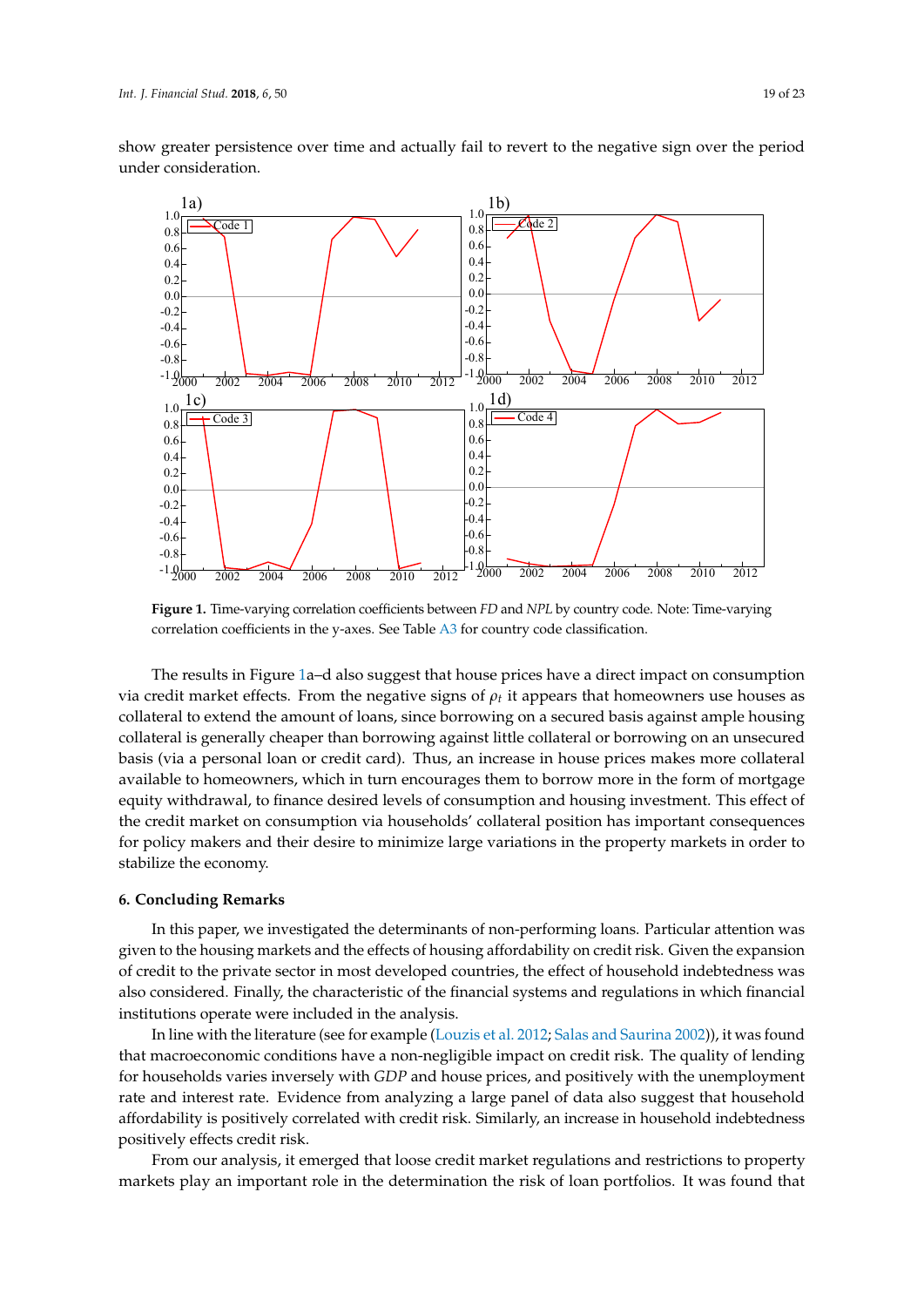show greater persistence over time and actually fail to revert to the negative sign over the period under consideration.

**Figure 1.** Time-varying correlation coefficients between *FD* and *NPL* by country code. Note: Time-varying correlation coefficients in the y-axes. See Table A3 for country code classification.

The results in Figure 1a–d also suggest that house prices have a direct impact on consumption via credit market effects. From the negative signs of $\rho_t$ it appears that homeowners use houses as collateral to extend the amount of loans, since borrowing on a secured basis against ample housing collateral is generally cheaper than borrowing against little collateral or borrowing on an unsecured basis (via a personal loan or credit card). Thus, an increase in house prices makes more collateral available to homeowners, which in turn encourages them to borrow more in the form of mortgage equity withdrawal, to finance desired levels of consumption and housing investment. This effect of the credit market on consumption via households' collateral position has important consequences for policy makers and their desire to minimize large variations in the property markets in order to stabilize the economy.

## 6. Concluding Remarks

In this paper, we investigated the determinants of non-performing loans. Particular attention was given to the housing markets and the effects of housing affordability on credit risk. Given the expansion of credit to the private sector in most developed countries, the effect of household indebtedness was also considered. Finally, the characteristic of the financial systems and regulations in which financial institutions operate were included in the analysis.

In line with the literature (see for example (Louzis et al. 2012; Salas and Saurina 2002)), it was found that macroeconomic conditions have a non-negligible impact on credit risk. The quality of lending for households varies inversely with *GDP* and house prices, and positively with the unemployment rate and interest rate. Evidence from analyzing a large panel of data also suggest that household affordability is positively correlated with credit risk. Similarly, an increase in household indebtedness positively effects credit risk.

From our analysis, it emerged that loose credit market regulations and restrictions to property markets play an important role in the determination the risk of loan portfolios. It was found that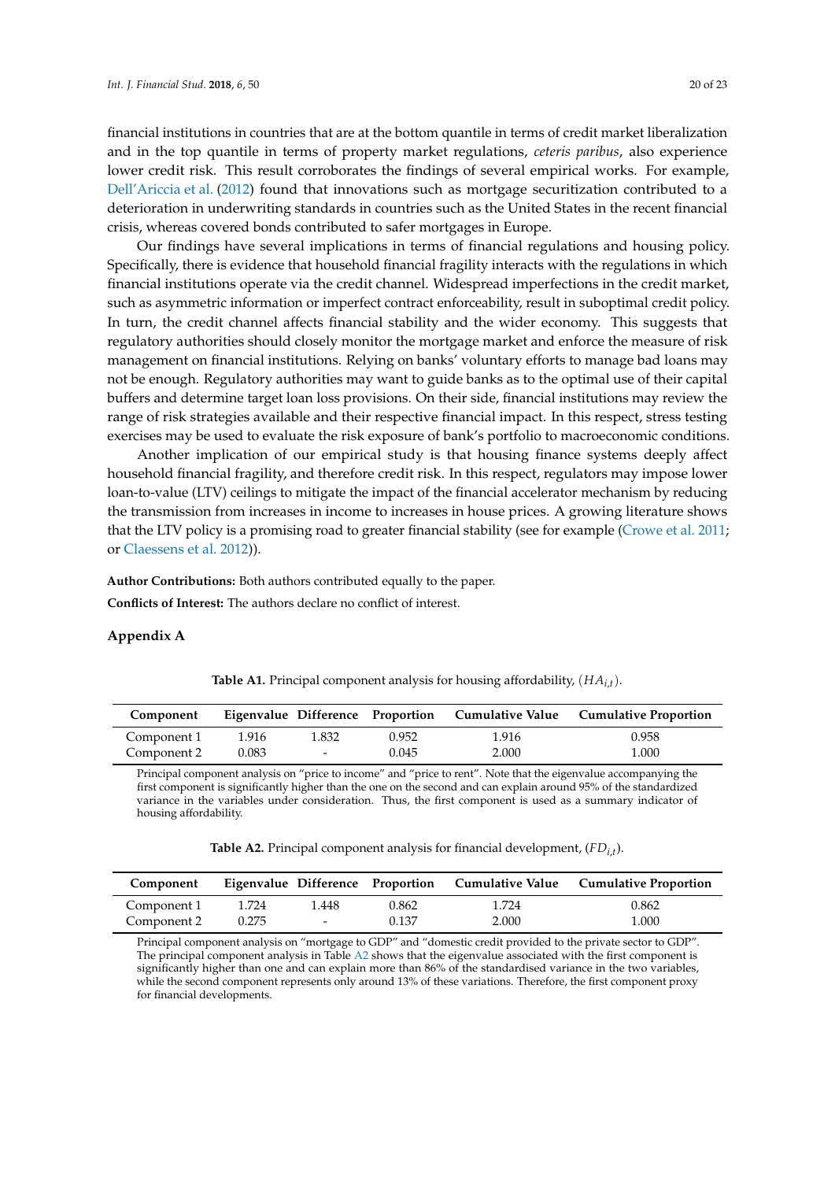financial institutions in countries that are at the bottom quantile in terms of credit market liberalization and in the top quantile in terms of property market regulations, *ceteris paribus*, also experience lower credit risk. This result corroborates the findings of several empirical works. For example, Dell'Ariccia et al. (2012) found that innovations such as mortgage securitization contributed to a deterioration in underwriting standards in countries such as the United States in the recent financial crisis, whereas covered bonds contributed to safer mortgages in Europe.

Our findings have several implications in terms of financial regulations and housing policy. Specifically, there is evidence that household financial fragility interacts with the regulations in which financial institutions operate via the credit channel. Widespread imperfections in the credit market, such as asymmetric information or imperfect contract enforceability, result in suboptimal credit policy. In turn, the credit channel affects financial stability and the wider economy. This suggests that regulatory authorities should closely monitor the mortgage market and enforce the measure of risk management on financial institutions. Relying on banks' voluntary efforts to manage bad loans may not be enough. Regulatory authorities may want to guide banks as to the optimal use of their capital buffers and determine target loan loss provisions. On their side, financial institutions may review the range of risk strategies available and their respective financial impact. In this respect, stress testing exercises may be used to evaluate the risk exposure of bank's portfolio to macroeconomic conditions.

Another implication of our empirical study is that housing finance systems deeply affect household financial fragility, and therefore credit risk. In this respect, regulators may impose lower loan-to-value (LTV) ceilings to mitigate the impact of the financial accelerator mechanism by reducing the transmission from increases in income to increases in house prices. A growing literature shows that the LTV policy is a promising road to greater financial stability (see for example (Crowe et al. 2011; or Claessens et al. 2012)).

**Author Contributions:** Both authors contributed equally to the paper.

**Conflicts of Interest:** The authors declare no conflict of interest.

## Appendix A

**Table A1.** Principal component analysis for housing affordability, ($HA_{i,t}$).

| Component | Eigenvalue | Difference | Proportion | Cumulative Value | Cumulative Proportion |
|---|---|---|---|---|---|
| Component 1 | 1.916 | 1.832 | 0.952 | 1.916 | 0.958 |
| Component 2 | 0.083 | - | 0.045 | 2.000 | 1.000 |

Principal component analysis on "price to income" and "price to rent". Note that the eigenvalue accompanying the first component is significantly higher than the one on the second and can explain around 95% of the standardized variance in the variables under consideration. Thus, the first component is used as a summary indicator of housing affordability.

**Table A2.** Principal component analysis for financial development, ($FD_{i,t}$).

| Component | Eigenvalue | Difference | Proportion | Cumulative Value | Cumulative Proportion |
|---|---|---|---|---|---|
| Component 1 | 1.724 | 1.448 | 0.862 | 1.724 | 0.862 |
| Component 2 | 0.275 | - | 0.137 | 2.000 | 1.000 |

Principal component analysis on "mortgage to GDP" and "domestic credit provided to the private sector to GDP". The principal component analysis in Table A2 shows that the eigenvalue associated with the first component is significantly higher than one and can explain more than 86% of the standardised variance in the two variables, while the second component represents only around 13% of these variations. Therefore, the first component proxy for financial developments.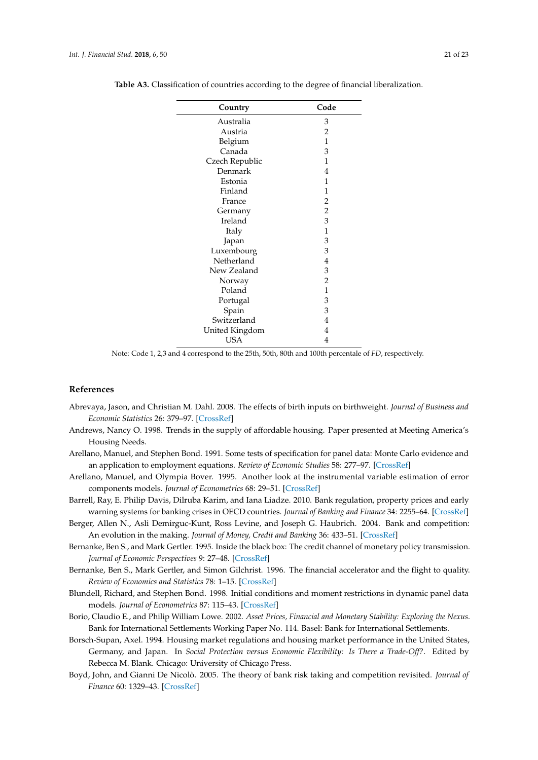**Table A3.** Classification of countries according to the degree of financial liberalization.

| Country | Code |
|---|---|
| Australia | 3 |
| Austria | 2 |
| Belgium | 1 |
| Canada | 3 |
| Czech Republic | 1 |
| Denmark | 4 |
| Estonia | 1 |
| Finland | 1 |
| France | 2 |
| Germany | 2 |
| Ireland | 3 |
| Italy | 1 |
| Japan | 3 |
| Luxembourg | 3 |
| Netherland | 4 |
| New Zealand | 3 |
| Norway | 2 |
| Poland | 1 |
| Portugal | 3 |
| Spain | 3 |
| Switzerland | 4 |
| United Kingdom | 4 |
| USA | 4 |

Note: Code 1, 2,3 and 4 correspond to the 25th, 50th, 80th and 100th percentale of *FD*, respectively.

## References

Abrevaya, Jason, and Christian M. Dahl. 2008. The effects of birth inputs on birthweight. *Journal of Business and Economic Statistics* 26: 379–97. [CrossRef]

Andrews, Nancy O. 1998. Trends in the supply of affordable housing. Paper presented at Meeting America's Housing Needs.

Arellano, Manuel, and Stephen Bond. 1991. Some tests of specification for panel data: Monte Carlo evidence and an application to employment equations. *Review of Economic Studies* 58: 277–97. [CrossRef]

Arellano, Manuel, and Olympia Bover. 1995. Another look at the instrumental variable estimation of error components models. *Journal of Econometrics* 68: 29–51. [CrossRef]

Barrell, Ray, E. Philip Davis, Dilruba Karim, and Iana Liadze. 2010. Bank regulation, property prices and early warning systems for banking crises in OECD countries. *Journal of Banking and Finance* 34: 2255–64. [CrossRef]

Berger, Allen N., Asli Demirguc-Kunt, Ross Levine, and Joseph G. Haubrich. 2004. Bank and competition: An evolution in the making. *Journal of Money, Credit and Banking* 36: 433–51. [CrossRef]

Bernanke, Ben S., and Mark Gertler. 1995. Inside the black box: The credit channel of monetary policy transmission. *Journal of Economic Perspectives* 9: 27–48. [CrossRef]

Bernanke, Ben S., Mark Gertler, and Simon Gilchrist. 1996. The financial accelerator and the flight to quality. *Review of Economics and Statistics* 78: 1–15. [CrossRef]

Blundell, Richard, and Stephen Bond. 1998. Initial conditions and moment restrictions in dynamic panel data models. *Journal of Econometrics* 87: 115–43. [CrossRef]

Borio, Claudio E., and Philip William Lowe. 2002. *Asset Prices, Financial and Monetary Stability: Exploring the Nexus*. Bank for International Settlements Working Paper No. 114. Basel: Bank for International Settlements.

Borsch-Supan, Axel. 1994. Housing market regulations and housing market performance in the United States, Germany, and Japan. In *Social Protection versus Economic Flexibility: Is There a Trade-Off?*. Edited by Rebecca M. Blank. Chicago: University of Chicago Press.

Boyd, John, and Gianni De Nicolò. 2005. The theory of bank risk taking and competition revisited. *Journal of Finance* 60: 1329–43. [CrossRef]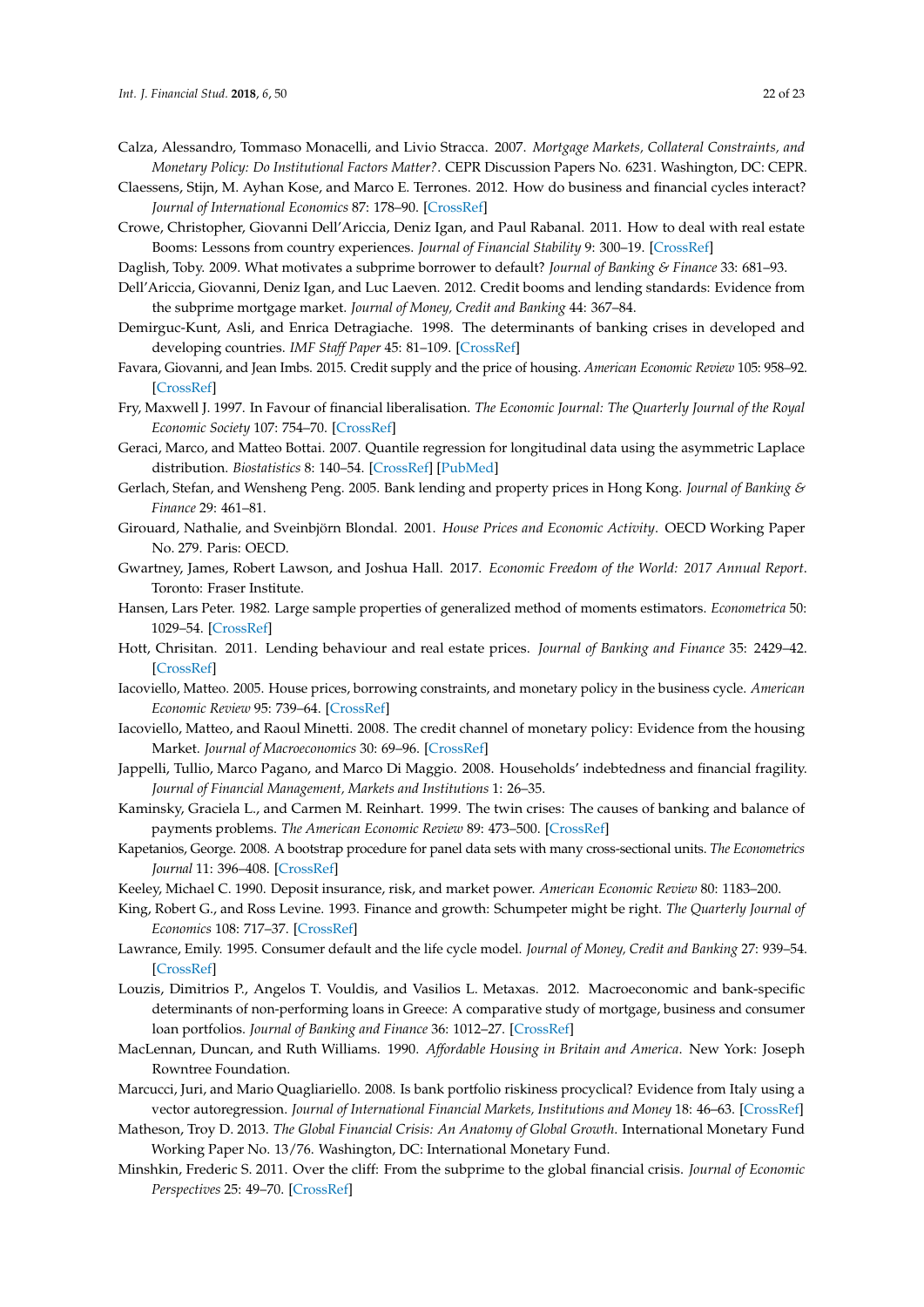Calza, Alessandro, Tommaso Monacelli, and Livio Stracca. 2007. *Mortgage Markets, Collateral Constraints, and Monetary Policy: Do Institutional Factors Matter?*. CEPR Discussion Papers No. 6231. Washington, DC: CEPR.

Claessens, Stijn, M. Ayhan Kose, and Marco E. Terrones. 2012. How do business and financial cycles interact? *Journal of International Economics* 87: 178–90. [CrossRef]

Crowe, Christopher, Giovanni Dell'Ariccia, Deniz Igan, and Paul Rabanal. 2011. How to deal with real estate Booms: Lessons from country experiences. *Journal of Financial Stability* 9: 300–19. [CrossRef]

Daglish, Toby. 2009. What motivates a subprime borrower to default? *Journal of Banking & Finance* 33: 681–93.

Dell'Ariccia, Giovanni, Deniz Igan, and Luc Laeven. 2012. Credit booms and lending standards: Evidence from the subprime mortgage market. *Journal of Money, Credit and Banking* 44: 367–84.

Demirguc-Kunt, Asli, and Enrica Detragiache. 1998. The determinants of banking crises in developed and developing countries. *IMF Staff Paper* 45: 81–109. [CrossRef]

Favara, Giovanni, and Jean Imbs. 2015. Credit supply and the price of housing. *American Economic Review* 105: 958–92. [CrossRef]

Fry, Maxwell J. 1997. In Favour of financial liberalisation. *The Economic Journal: The Quarterly Journal of the Royal Economic Society* 107: 754–70. [CrossRef]

Geraci, Marco, and Matteo Bottai. 2007. Quantile regression for longitudinal data using the asymmetric Laplace distribution. *Biostatistics* 8: 140–54. [CrossRef] [PubMed]

Gerlach, Stefan, and Wensheng Peng. 2005. Bank lending and property prices in Hong Kong. *Journal of Banking & Finance* 29: 461–81.

Girouard, Nathalie, and Sveinbjörn Blondal. 2001. *House Prices and Economic Activity*. OECD Working Paper No. 279. Paris: OECD.

Gwartney, James, Robert Lawson, and Joshua Hall. 2017. *Economic Freedom of the World: 2017 Annual Report*. Toronto: Fraser Institute.

Hansen, Lars Peter. 1982. Large sample properties of generalized method of moments estimators. *Econometrica* 50: 1029–54. [CrossRef]

Hott, Chrisitan. 2011. Lending behaviour and real estate prices. *Journal of Banking and Finance* 35: 2429–42. [CrossRef]

Iacoviello, Matteo. 2005. House prices, borrowing constraints, and monetary policy in the business cycle. *American Economic Review* 95: 739–64. [CrossRef]

Iacoviello, Matteo, and Raoul Minetti. 2008. The credit channel of monetary policy: Evidence from the housing Market. *Journal of Macroeconomics* 30: 69–96. [CrossRef]

Jappelli, Tullio, Marco Pagano, and Marco Di Maggio. 2008. Households' indebtedness and financial fragility. *Journal of Financial Management, Markets and Institutions* 1: 26–35.

Kaminsky, Graciela L., and Carmen M. Reinhart. 1999. The twin crises: The causes of banking and balance of payments problems. *The American Economic Review* 89: 473–500. [CrossRef]

Kapetanios, George. 2008. A bootstrap procedure for panel data sets with many cross-sectional units. *The Econometrics Journal* 11: 396–408. [CrossRef]

Keeley, Michael C. 1990. Deposit insurance, risk, and market power. *American Economic Review* 80: 1183–200.

King, Robert G., and Ross Levine. 1993. Finance and growth: Schumpeter might be right. *The Quarterly Journal of Economics* 108: 717–37. [CrossRef]

Lawrance, Emily. 1995. Consumer default and the life cycle model. *Journal of Money, Credit and Banking* 27: 939–54. [CrossRef]

Louzis, Dimitrios P., Angelos T. Vouldis, and Vasilios L. Metaxas. 2012. Macroeconomic and bank-specific determinants of non-performing loans in Greece: A comparative study of mortgage, business and consumer loan portfolios. *Journal of Banking and Finance* 36: 1012–27. [CrossRef]

MacLennan, Duncan, and Ruth Williams. 1990. *Affordable Housing in Britain and America*. New York: Joseph Rowntree Foundation.

Marcucci, Juri, and Mario Quagliariello. 2008. Is bank portfolio riskiness procyclical? Evidence from Italy using a vector autoregression. *Journal of International Financial Markets, Institutions and Money* 18: 46–63. [CrossRef]

Matheson, Troy D. 2013. *The Global Financial Crisis: An Anatomy of Global Growth*. International Monetary Fund Working Paper No. 13/76. Washington, DC: International Monetary Fund.

Minshkin, Frederic S. 2011. Over the cliff: From the subprime to the global financial crisis. *Journal of Economic Perspectives* 25: 49–70. [CrossRef]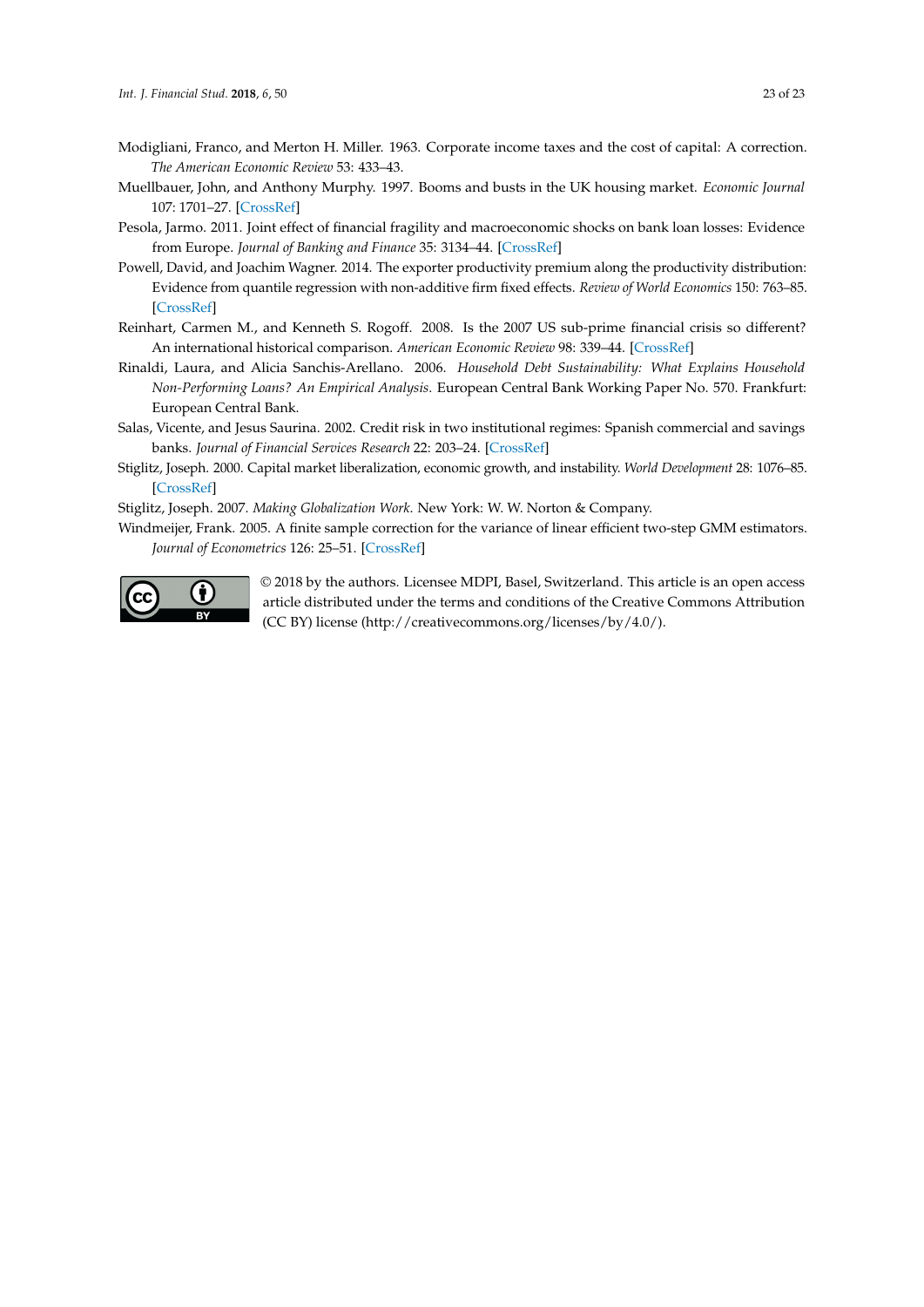Modigliani, Franco, and Merton H. Miller. 1963. Corporate income taxes and the cost of capital: A correction. *The American Economic Review* 53: 433–43.

Muellbauer, John, and Anthony Murphy. 1997. Booms and busts in the UK housing market. *Economic Journal* 107: 1701–27. [CrossRef]

Pesola, Jarmo. 2011. Joint effect of financial fragility and macroeconomic shocks on bank loan losses: Evidence from Europe. *Journal of Banking and Finance* 35: 3134–44. [CrossRef]

Powell, David, and Joachim Wagner. 2014. The exporter productivity premium along the productivity distribution: Evidence from quantile regression with non-additive firm fixed effects. *Review of World Economics* 150: 763–85. [CrossRef]

Reinhart, Carmen M., and Kenneth S. Rogoff. 2008. Is the 2007 US sub-prime financial crisis so different? An international historical comparison. *American Economic Review* 98: 339–44. [CrossRef]

Rinaldi, Laura, and Alicia Sanchis-Arellano. 2006. *Household Debt Sustainability: What Explains Household Non-Performing Loans? An Empirical Analysis*. European Central Bank Working Paper No. 570. Frankfurt: European Central Bank.

Salas, Vicente, and Jesus Saurina. 2002. Credit risk in two institutional regimes: Spanish commercial and savings banks. *Journal of Financial Services Research* 22: 203–24. [CrossRef]

Stiglitz, Joseph. 2000. Capital market liberalization, economic growth, and instability. *World Development* 28: 1076–85. [CrossRef]

Stiglitz, Joseph. 2007. *Making Globalization Work*. New York: W. W. Norton & Company.

Windmeijer, Frank. 2005. A finite sample correction for the variance of linear efficient two-step GMM estimators. *Journal of Econometrics* 126: 25–51. [CrossRef]

© 2018 by the authors. Licensee MDPI, Basel, Switzerland. This article is an open access article distributed under the terms and conditions of the Creative Commons Attribution (CC BY) license (http://creativecommons.org/licenses/by/4.0/).